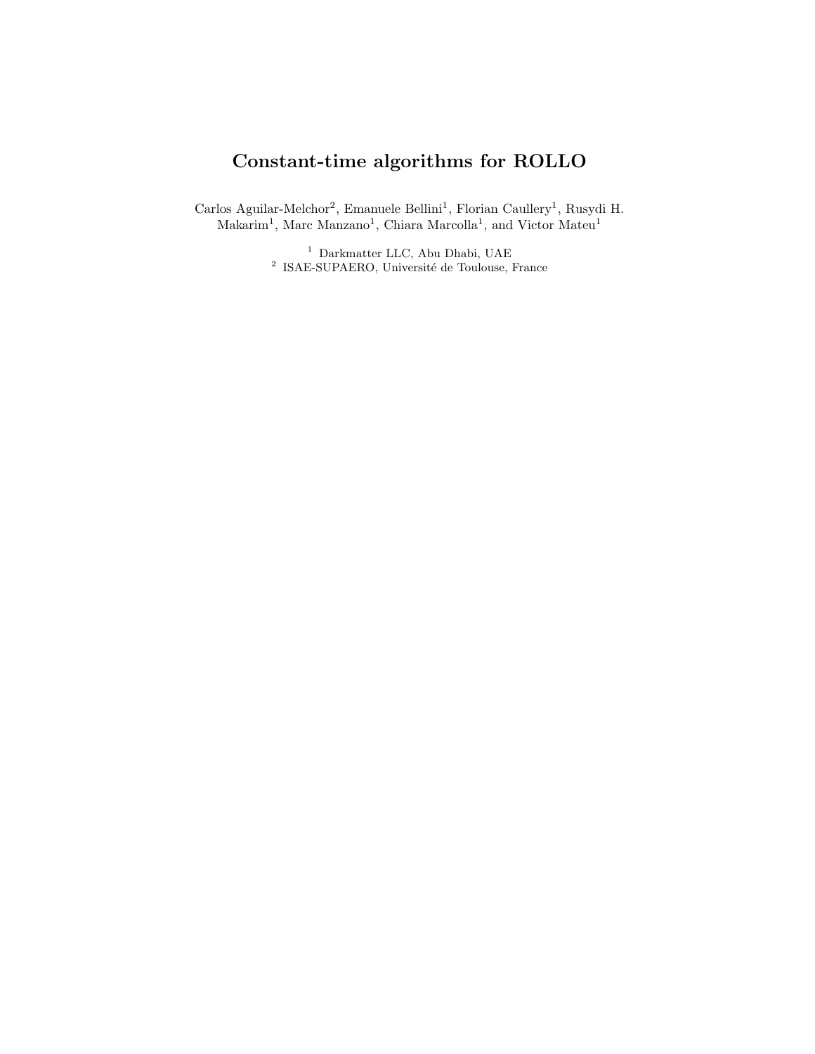# Constant-time algorithms for ROLLO

Carlos Aguilar-Melchor[2], Emanuele Bellini[1], Florian Caullery[1], Rusydi H. Makarim[1], Marc Manzano[1], Chiara Marcolla[1], and Victor Mateu[1]

[1] Darkmatter LLC, Abu Dhabi, UAE
[2] ISAE-SUPAERO, Université de Toulouse, France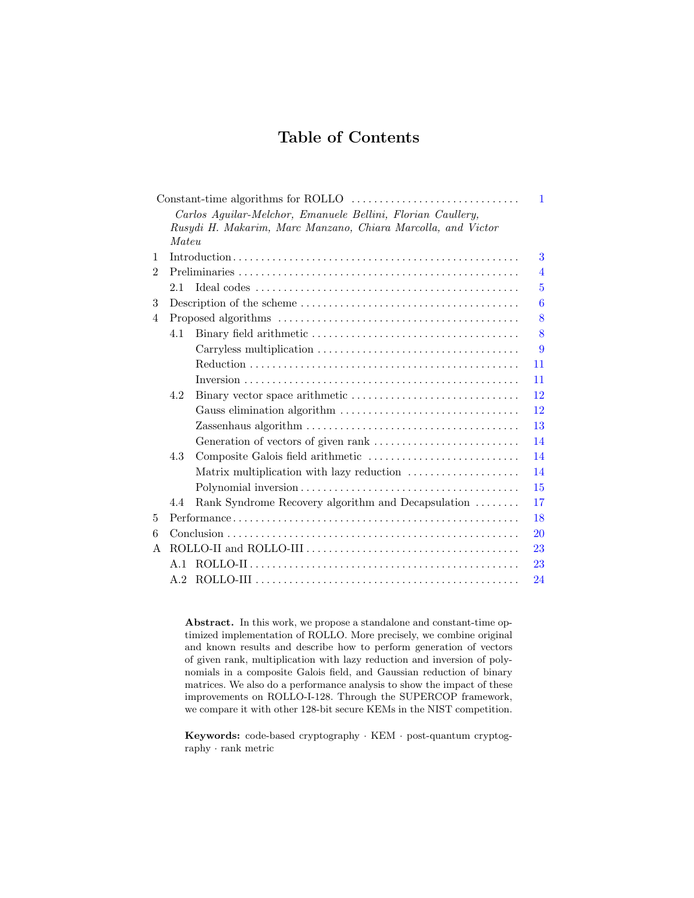# Table of Contents

Constant-time algorithms for ROLLO ..... 1

*Carlos Aguilar-Melchor, Emanuele Bellini, Florian Caullery, Rusydi H. Makarim, Marc Manzano, Chiara Marcolla, and Victor Mateu*

1 Introduction ..... 3
2 Preliminaries ..... 4
  2.1 Ideal codes ..... 5
3 Description of the scheme ..... 6
4 Proposed algorithms ..... 8
  4.1 Binary field arithmetic ..... 8
    Carryless multiplication ..... 9
    Reduction ..... 11
    Inversion ..... 11
  4.2 Binary vector space arithmetic ..... 12
    Gauss elimination algorithm ..... 12
    Zassenhaus algorithm ..... 13
    Generation of vectors of given rank ..... 14
  4.3 Composite Galois field arithmetic ..... 14
    Matrix multiplication with lazy reduction ..... 14
    Polynomial inversion ..... 15
  4.4 Rank Syndrome Recovery algorithm and Decapsulation ..... 17
5 Performance ..... 18
6 Conclusion ..... 20
A ROLLO-II and ROLLO-III ..... 23
  A.1 ROLLO-II ..... 23
  A.2 ROLLO-III ..... 24

**Abstract.** In this work, we propose a standalone and constant-time optimized implementation of ROLLO. More precisely, we combine original and known results and describe how to perform generation of vectors of given rank, multiplication with lazy reduction and inversion of polynomials in a composite Galois field, and Gaussian reduction of binary matrices. We also do a performance analysis to show the impact of these improvements on ROLLO-I-128. Through the SUPERCOP framework, we compare it with other 128-bit secure KEMs in the NIST competition.

**Keywords:** code-based cryptography · KEM · post-quantum cryptography · rank metric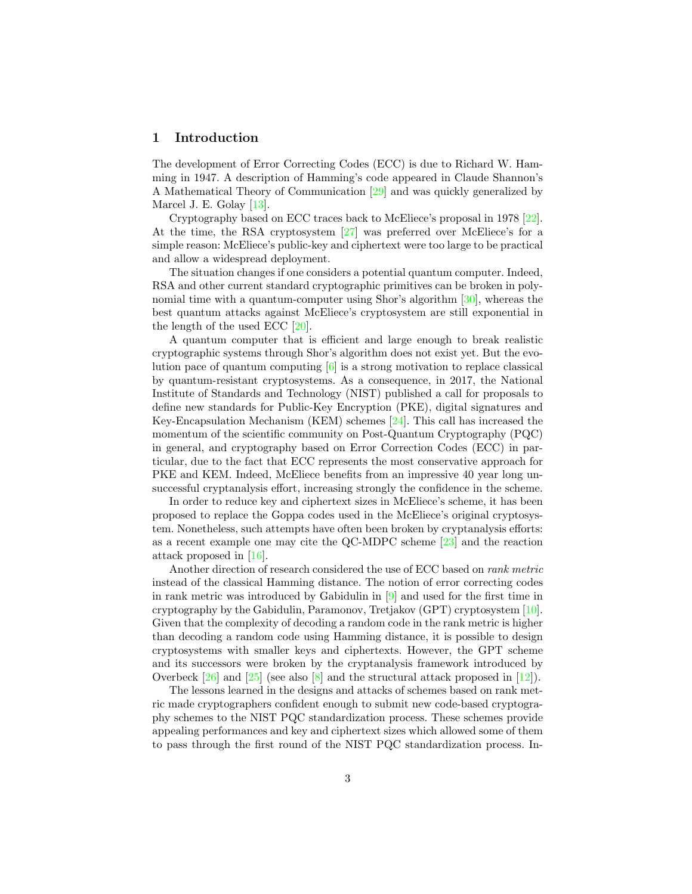## 1 Introduction

The development of Error Correcting Codes (ECC) is due to Richard W. Hamming in 1947. A description of Hamming's code appeared in Claude Shannon's A Mathematical Theory of Communication [29] and was quickly generalized by Marcel J. E. Golay [13].

Cryptography based on ECC traces back to McEliece's proposal in 1978 [22]. At the time, the RSA cryptosystem [27] was preferred over McEliece's for a simple reason: McEliece's public-key and ciphertext were too large to be practical and allow a widespread deployment.

The situation changes if one considers a potential quantum computer. Indeed, RSA and other current standard cryptographic primitives can be broken in polynomial time with a quantum-computer using Shor's algorithm [30], whereas the best quantum attacks against McEliece's cryptosystem are still exponential in the length of the used ECC [20].

A quantum computer that is efficient and large enough to break realistic cryptographic systems through Shor's algorithm does not exist yet. But the evolution pace of quantum computing [6] is a strong motivation to replace classical by quantum-resistant cryptosystems. As a consequence, in 2017, the National Institute of Standards and Technology (NIST) published a call for proposals to define new standards for Public-Key Encryption (PKE), digital signatures and Key-Encapsulation Mechanism (KEM) schemes [24]. This call has increased the momentum of the scientific community on Post-Quantum Cryptography (PQC) in general, and cryptography based on Error Correction Codes (ECC) in particular, due to the fact that ECC represents the most conservative approach for PKE and KEM. Indeed, McEliece benefits from an impressive 40 year long unsuccessful cryptanalysis effort, increasing strongly the confidence in the scheme.

In order to reduce key and ciphertext sizes in McEliece's scheme, it has been proposed to replace the Goppa codes used in the McEliece's original cryptosystem. Nonetheless, such attempts have often been broken by cryptanalysis efforts: as a recent example one may cite the QC-MDPC scheme [23] and the reaction attack proposed in [16].

Another direction of research considered the use of ECC based on *rank metric* instead of the classical Hamming distance. The notion of error correcting codes in rank metric was introduced by Gabidulin in [9] and used for the first time in cryptography by the Gabidulin, Paramonov, Tretjakov (GPT) cryptosystem [10]. Given that the complexity of decoding a random code in the rank metric is higher than decoding a random code using Hamming distance, it is possible to design cryptosystems with smaller keys and ciphertexts. However, the GPT scheme and its successors were broken by the cryptanalysis framework introduced by Overbeck [26] and [25] (see also [8] and the structural attack proposed in [12]).

The lessons learned in the designs and attacks of schemes based on rank metric made cryptographers confident enough to submit new code-based cryptography schemes to the NIST PQC standardization process. These schemes provide appealing performances and key and ciphertext sizes which allowed some of them to pass through the first round of the NIST PQC standardization process. In-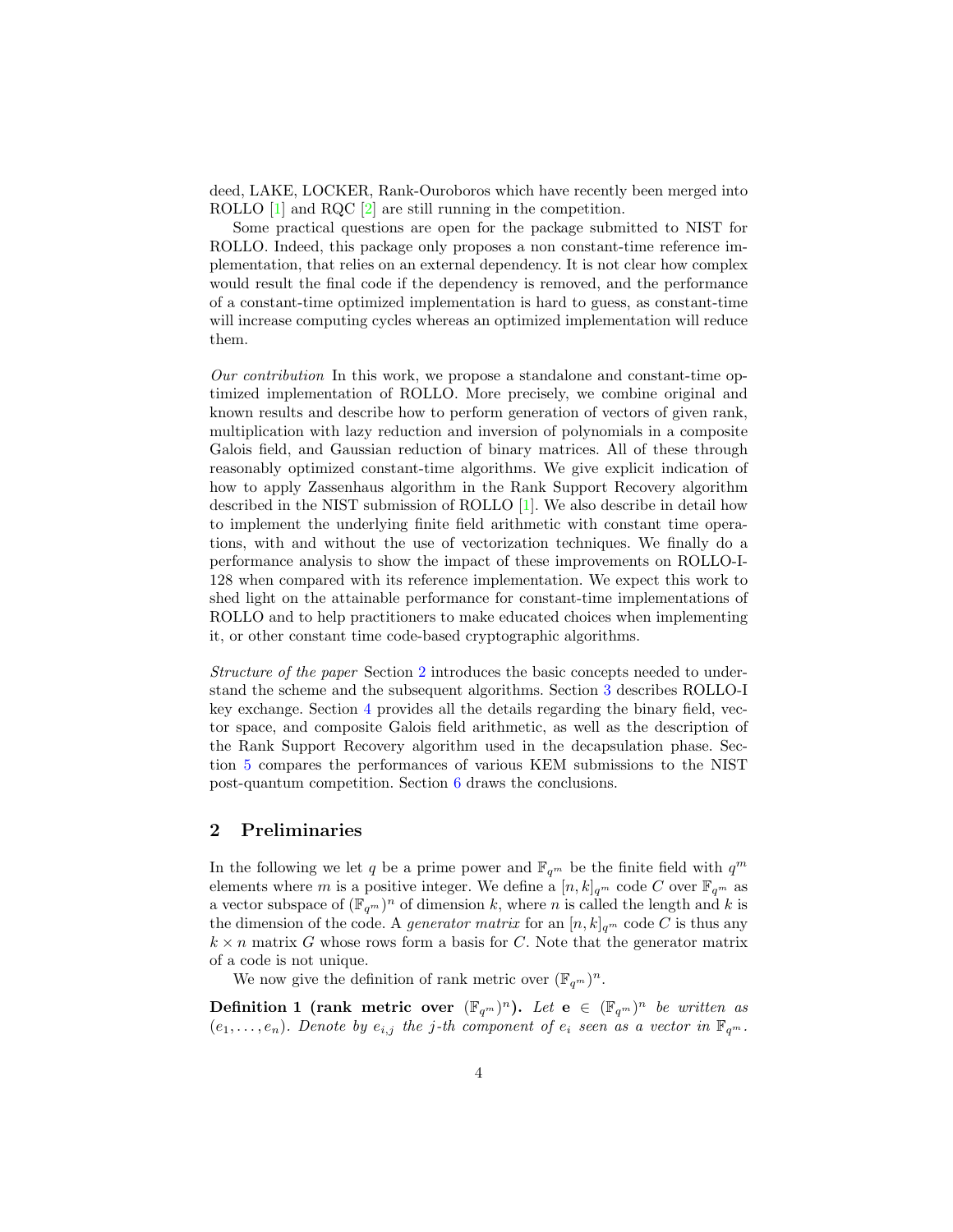deed, LAKE, LOCKER, Rank-Ouroboros which have recently been merged into ROLLO [1] and RQC [2] are still running in the competition.

Some practical questions are open for the package submitted to NIST for ROLLO. Indeed, this package only proposes a non constant-time reference implementation, that relies on an external dependency. It is not clear how complex would result the final code if the dependency is removed, and the performance of a constant-time optimized implementation is hard to guess, as constant-time will increase computing cycles whereas an optimized implementation will reduce them.

*Our contribution* In this work, we propose a standalone and constant-time optimized implementation of ROLLO. More precisely, we combine original and known results and describe how to perform generation of vectors of given rank, multiplication with lazy reduction and inversion of polynomials in a composite Galois field, and Gaussian reduction of binary matrices. All of these through reasonably optimized constant-time algorithms. We give explicit indication of how to apply Zassenhaus algorithm in the Rank Support Recovery algorithm described in the NIST submission of ROLLO [1]. We also describe in detail how to implement the underlying finite field arithmetic with constant time operations, with and without the use of vectorization techniques. We finally do a performance analysis to show the impact of these improvements on ROLLO-I-128 when compared with its reference implementation. We expect this work to shed light on the attainable performance for constant-time implementations of ROLLO and to help practitioners to make educated choices when implementing it, or other constant time code-based cryptographic algorithms.

*Structure of the paper* Section 2 introduces the basic concepts needed to understand the scheme and the subsequent algorithms. Section 3 describes ROLLO-I key exchange. Section 4 provides all the details regarding the binary field, vector space, and composite Galois field arithmetic, as well as the description of the Rank Support Recovery algorithm used in the decapsulation phase. Section 5 compares the performances of various KEM submissions to the NIST post-quantum competition. Section 6 draws the conclusions.

## 2 Preliminaries

In the following we let $q$ be a prime power and $\mathbb{F}_{q^m}$ be the finite field with $q^m$ elements where $m$ is a positive integer. We define a $[n,k]_{q^m}$ code $C$ over $\mathbb{F}_{q^m}$ as a vector subspace of $(\mathbb{F}_{q^m})^n$ of dimension $k$, where $n$ is called the length and $k$ is the dimension of the code. A *generator matrix* for an $[n,k]_{q^m}$ code $C$ is thus any $k \times n$ matrix $G$ whose rows form a basis for $C$. Note that the generator matrix of a code is not unique.

We now give the definition of rank metric over $(\mathbb{F}_{q^m})^n$.

**Definition 1 (rank metric over $(\mathbb{F}_{q^m})^n$).** *Let $\mathbf{e} \in (\mathbb{F}_{q^m})^n$ be written as $(e_1,\ldots,e_n)$. Denote by $e_{i,j}$ the $j$-th component of $e_i$ seen as a vector in $\mathbb{F}_{q^m}$.*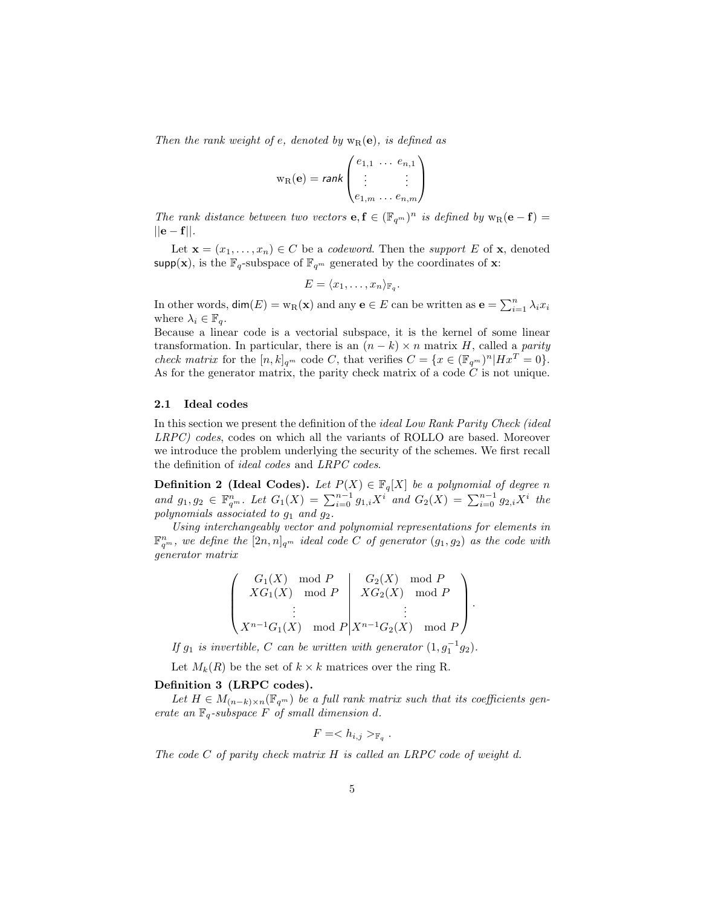*Then the rank weight of e, denoted by* $\mathrm{w_R}(\mathbf{e})$*, is defined as*

$$\mathrm{w_R}(\mathbf{e}) = \mathit{rank} \begin{pmatrix} e_{1,1} & \dots & e_{n,1} \\ \vdots & & \vdots \\ e_{1,m} & \dots & e_{n,m} \end{pmatrix}$$

*The rank distance between two vectors* $\mathbf{e}, \mathbf{f} \in (\mathbb{F}_{q^m})^n$ *is defined by* $\mathrm{w_R}(\mathbf{e} - \mathbf{f}) = ||\mathbf{e} - \mathbf{f}||$.

Let $\mathbf{x} = (x_1, \dots, x_n) \in C$ be a *codeword*. Then the *support* $E$ of $\mathbf{x}$, denoted $\mathsf{supp}(\mathbf{x})$, is the $\mathbb{F}_q$-subspace of $\mathbb{F}_{q^m}$ generated by the coordinates of $\mathbf{x}$:

$$E = \langle x_1, \dots, x_n \rangle_{\mathbb{F}_q}.$$

In other words, $\mathsf{dim}(E) = \mathrm{w_R}(\mathbf{x})$ and any $\mathbf{e} \in E$ can be written as $\mathbf{e} = \sum_{i=1}^{n} \lambda_i x_i$ where $\lambda_i \in \mathbb{F}_q$.
Because a linear code is a vectorial subspace, it is the kernel of some linear transformation. In particular, there is an $(n-k) \times n$ matrix $H$, called a *parity check matrix* for the $[n, k]_{q^m}$ code $C$, that verifies $C = \{x \in (\mathbb{F}_{q^m})^n | Hx^T = 0\}$. As for the generator matrix, the parity check matrix of a code $C$ is not unique.

### 2.1 Ideal codes

In this section we present the definition of the *ideal Low Rank Parity Check (ideal LRPC) codes*, codes on which all the variants of ROLLO are based. Moreover we introduce the problem underlying the security of the schemes. We first recall the definition of *ideal codes* and *LRPC codes*.

**Definition 2 (Ideal Codes).** *Let* $P(X) \in \mathbb{F}_q[X]$ *be a polynomial of degree* $n$ *and* $g_1, g_2 \in \mathbb{F}_{q^m}^n$. *Let* $G_1(X) = \sum_{i=0}^{n-1} g_{1,i} X^i$ *and* $G_2(X) = \sum_{i=0}^{n-1} g_{2,i} X^i$ *the polynomials associated to* $g_1$ *and* $g_2$.

*Using interchangeably vector and polynomial representations for elements in* $\mathbb{F}_{q^m}^n$, *we define the* $[2n, n]_{q^m}$ *ideal code* $C$ *of generator* $(g_1, g_2)$ *as the code with generator matrix*

$$\left( \begin{array}{c|c} G_1(X) \mod P & G_2(X) \mod P \\ XG_1(X) \mod P & XG_2(X) \mod P \\ \vdots & \vdots \\ X^{n-1}G_1(X) \mod P & X^{n-1}G_2(X) \mod P \end{array} \right).$$

*If* $g_1$ *is invertible,* $C$ *can be written with generator* $(1, g_1^{-1} g_2)$.

Let $M_k(R)$ be the set of $k \times k$ matrices over the ring R.

**Definition 3 (LRPC codes).**

*Let* $H \in M_{(n-k) \times n}(\mathbb{F}_{q^m})$ *be a full rank matrix such that its coefficients generate an* $\mathbb{F}_q$*-subspace* $F$ *of small dimension* $d$.

$$F = < h_{i,j} >_{\mathbb{F}_q}.$$

*The code* $C$ *of parity check matrix* $H$ *is called an LRPC code of weight* $d$.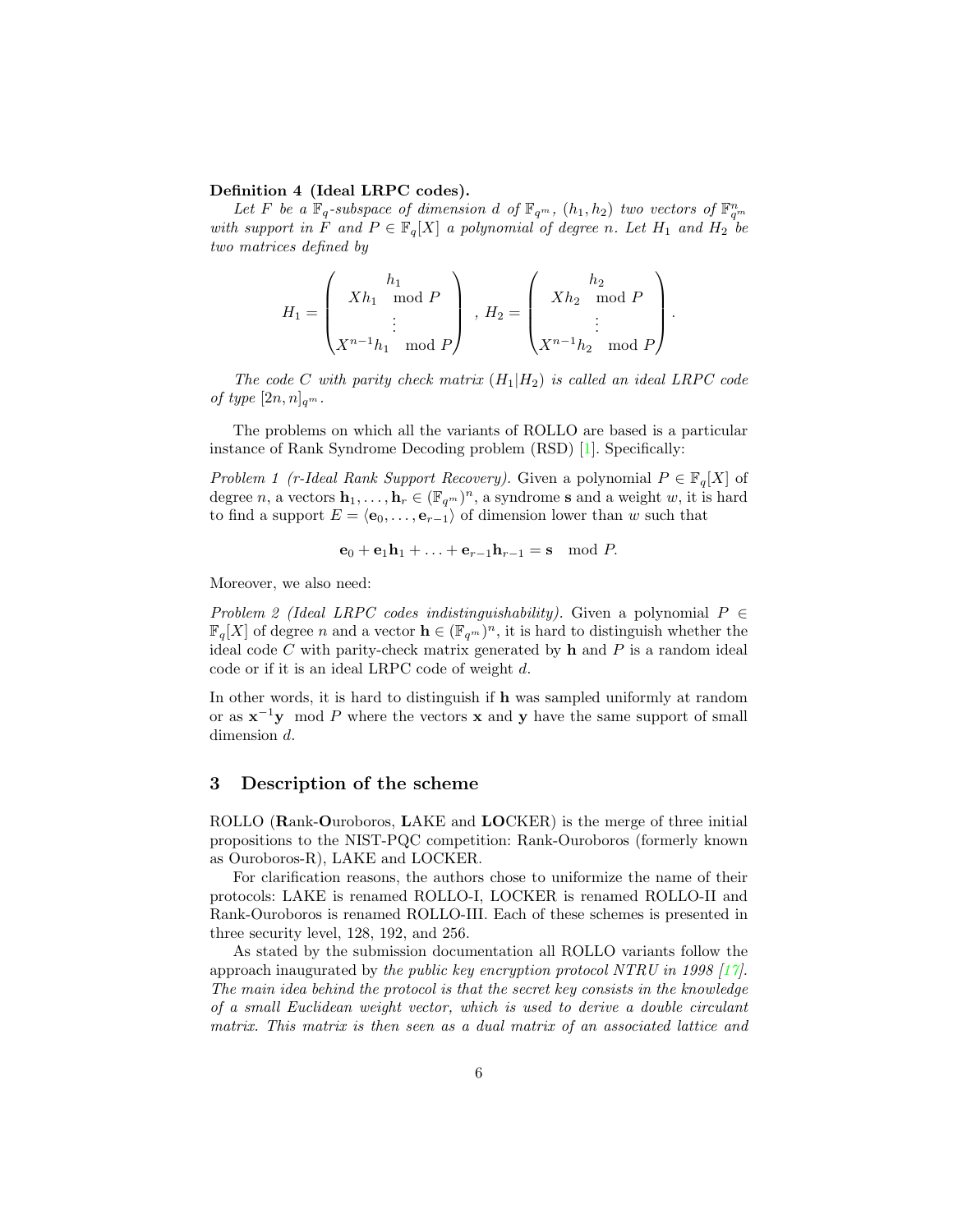**Definition 4 (Ideal LRPC codes).**

*Let $F$ be a $\mathbb{F}_q$-subspace of dimension $d$ of $\mathbb{F}_{q^m}$, $(h_1, h_2)$ two vectors of $\mathbb{F}_{q^m}^n$ with support in $F$ and $P \in \mathbb{F}_q[X]$ a polynomial of degree $n$. Let $H_1$ and $H_2$ be two matrices defined by*

$$H_1 = \begin{pmatrix} h_1 \\ Xh_1 \mod P \\ \vdots \\ X^{n-1}h_1 \mod P \end{pmatrix} \text{ , } H_2 = \begin{pmatrix} h_2 \\ Xh_2 \mod P \\ \vdots \\ X^{n-1}h_2 \mod P \end{pmatrix}.$$

*The code $C$ with parity check matrix $(H_1|H_2)$ is called an ideal LRPC code of type $[2n, n]_{q^m}$.*

The problems on which all the variants of ROLLO are based is a particular instance of Rank Syndrome Decoding problem (RSD) [1]. Specifically:

*Problem 1 (r-Ideal Rank Support Recovery).* Given a polynomial $P \in \mathbb{F}_q[X]$ of degree $n$, a vectors $\mathbf{h}_1, \ldots, \mathbf{h}_r \in (\mathbb{F}_{q^m})^n$, a syndrome $\mathbf{s}$ and a weight $w$, it is hard to find a support $E = \langle \mathbf{e}_0, \ldots, \mathbf{e}_{r-1} \rangle$ of dimension lower than $w$ such that

$$\mathbf{e}_0 + \mathbf{e}_1\mathbf{h}_1 + \ldots + \mathbf{e}_{r-1}\mathbf{h}_{r-1} = \mathbf{s} \mod P.$$

Moreover, we also need:

*Problem 2 (Ideal LRPC codes indistinguishability).* Given a polynomial $P \in \mathbb{F}_q[X]$ of degree $n$ and a vector $\mathbf{h} \in (\mathbb{F}_{q^m})^n$, it is hard to distinguish whether the ideal code $C$ with parity-check matrix generated by $\mathbf{h}$ and $P$ is a random ideal code or if it is an ideal LRPC code of weight $d$.

In other words, it is hard to distinguish if $\mathbf{h}$ was sampled uniformly at random or as $\mathbf{x}^{-1}\mathbf{y} \mod P$ where the vectors $\mathbf{x}$ and $\mathbf{y}$ have the same support of small dimension $d$.

## 3 Description of the scheme

ROLLO (**R**ank-**O**uroboros, **L**AKE and **LO**CKER) is the merge of three initial propositions to the NIST-PQC competition: Rank-Ouroboros (formerly known as Ouroboros-R), LAKE and LOCKER.

For clarification reasons, the authors chose to uniformize the name of their protocols: LAKE is renamed ROLLO-I, LOCKER is renamed ROLLO-II and Rank-Ouroboros is renamed ROLLO-III. Each of these schemes is presented in three security level, 128, 192, and 256.

As stated by the submission documentation all ROLLO variants follow the approach inaugurated by *the public key encryption protocol NTRU in 1998 [17]. The main idea behind the protocol is that the secret key consists in the knowledge of a small Euclidean weight vector, which is used to derive a double circulant matrix. This matrix is then seen as a dual matrix of an associated lattice and*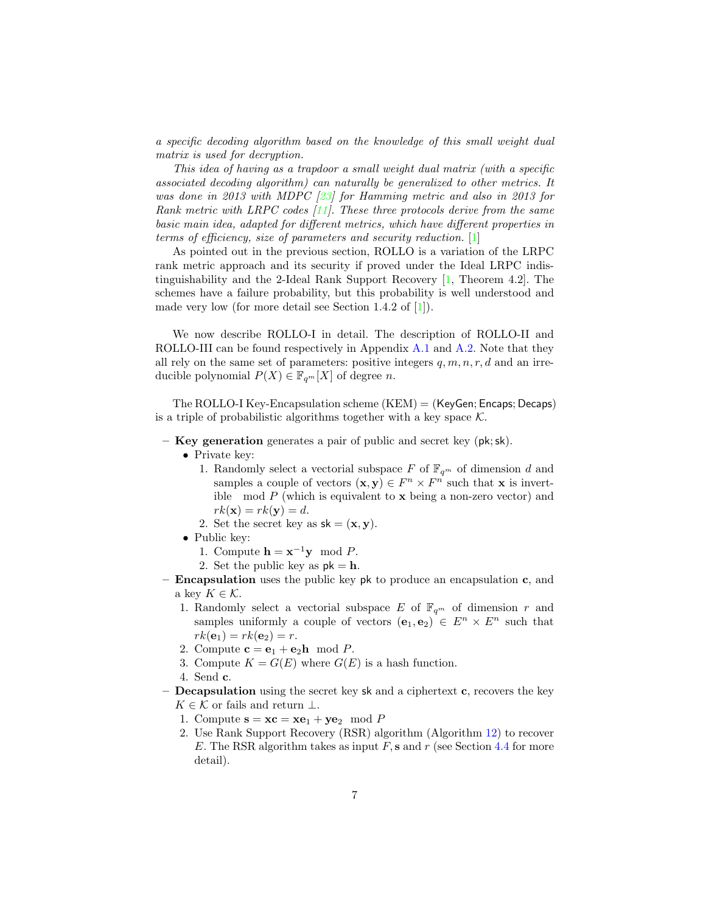*a specific decoding algorithm based on the knowledge of this small weight dual matrix is used for decryption.*

*This idea of having as a trapdoor a small weight dual matrix (with a specific associated decoding algorithm) can naturally be generalized to other metrics. It was done in 2013 with MDPC [23] for Hamming metric and also in 2013 for Rank metric with LRPC codes [11]. These three protocols derive from the same basic main idea, adapted for different metrics, which have different properties in terms of efficiency, size of parameters and security reduction.* [1]

As pointed out in the previous section, ROLLO is a variation of the LRPC rank metric approach and its security if proved under the Ideal LRPC indistinguishability and the 2-Ideal Rank Support Recovery [1, Theorem 4.2]. The schemes have a failure probability, but this probability is well understood and made very low (for more detail see Section 1.4.2 of [1]).

We now describe ROLLO-I in detail. The description of ROLLO-II and ROLLO-III can be found respectively in Appendix A.1 and A.2. Note that they all rely on the same set of parameters: positive integers $q, m, n, r, d$ and an irreducible polynomial $P(X) \in \mathbb{F}_{q^m}[X]$ of degree $n$.

The ROLLO-I Key-Encapsulation scheme (KEM) = ($\mathsf{KeyGen}$; $\mathsf{Encaps}$; $\mathsf{Decaps}$) is a triple of probabilistic algorithms together with a key space $\mathcal{K}$.

- **Key generation** generates a pair of public and secret key ($\mathsf{pk}$; $\mathsf{sk}$).
  - Private key:
    1. Randomly select a vectorial subspace $F$ of $\mathbb{F}_{q^m}$ of dimension $d$ and samples a couple of vectors $(\mathbf{x}, \mathbf{y}) \in F^n \times F^n$ such that $\mathbf{x}$ is invertible $\mod P$ (which is equivalent to $\mathbf{x}$ being a non-zero vector) and $rk(\mathbf{x}) = rk(\mathbf{y}) = d$.
    2. Set the secret key as $\mathsf{sk} = (\mathbf{x}, \mathbf{y})$.
  - Public key:
    1. Compute $\mathbf{h} = \mathbf{x}^{-1}\mathbf{y} \mod P$.
    2. Set the public key as $\mathsf{pk} = \mathbf{h}$.
- **Encapsulation** uses the public key $\mathsf{pk}$ to produce an encapsulation $\mathbf{c}$, and a key $K \in \mathcal{K}$.
  1. Randomly select a vectorial subspace $E$ of $\mathbb{F}_{q^m}$ of dimension $r$ and samples uniformly a couple of vectors $(\mathbf{e}_1, \mathbf{e}_2) \in E^n \times E^n$ such that $rk(\mathbf{e}_1) = rk(\mathbf{e}_2) = r$.
  2. Compute $\mathbf{c} = \mathbf{e}_1 + \mathbf{e}_2\mathbf{h} \mod P$.
  3. Compute $K = G(E)$ where $G(E)$ is a hash function.
  4. Send $\mathbf{c}$.
- **Decapsulation** using the secret key $\mathsf{sk}$ and a ciphertext $\mathbf{c}$, recovers the key $K \in \mathcal{K}$ or fails and return $\perp$.
  1. Compute $\mathbf{s} = \mathbf{x}\mathbf{c} = \mathbf{x}\mathbf{e}_1 + \mathbf{y}\mathbf{e}_2 \mod P$
  2. Use Rank Support Recovery (RSR) algorithm (Algorithm 12) to recover $E$. The RSR algorithm takes as input $F, \mathbf{s}$ and $r$ (see Section 4.4 for more detail).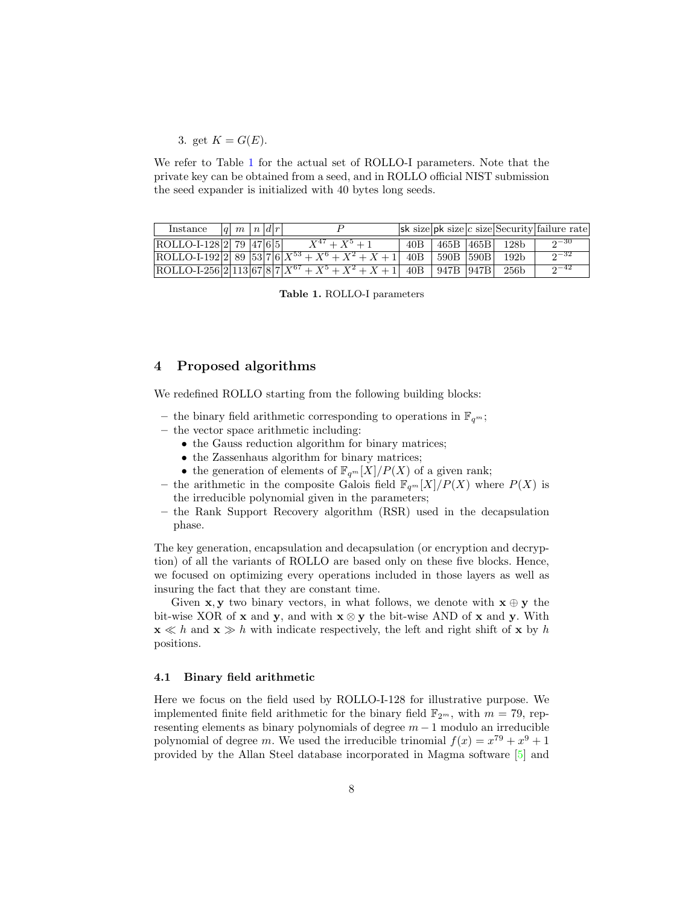3. get $K = G(E)$.

We refer to Table 1 for the actual set of ROLLO-I parameters. Note that the private key can be obtained from a seed, and in ROLLO official NIST submission the seed expander is initialized with 40 bytes long seeds.

| Instance | $q$ | $m$ | $n$ | $d$ | $r$ | $P$ | sk size | pk size | $c$ size | Security | failure rate |
|---|---|---|---|---|---|---|---|---|---|---|---|
| ROLLO-I-128 | 2 | 79 | 47 | 6 | 5 | $X^{47} + X^5 + 1$ | 40B | 465B | 465B | 128b | $2^{-30}$ |
| ROLLO-I-192 | 2 | 89 | 53 | 7 | 6 | $X^{53} + X^6 + X^2 + X + 1$ | 40B | 590B | 590B | 192b | $2^{-32}$ |
| ROLLO-I-256 | 2 | 113 | 67 | 8 | 7 | $X^{67} + X^5 + X^2 + X + 1$ | 40B | 947B | 947B | 256b | $2^{-42}$ |

**Table 1.** ROLLO-I parameters

## 4 Proposed algorithms

We redefined ROLLO starting from the following building blocks:

- the binary field arithmetic corresponding to operations in $\mathbb{F}_{q^m}$;
- the vector space arithmetic including:
  - the Gauss reduction algorithm for binary matrices;
  - the Zassenhaus algorithm for binary matrices;
  - the generation of elements of $\mathbb{F}_{q^m}[X]/P(X)$ of a given rank;
- the arithmetic in the composite Galois field $\mathbb{F}_{q^m}[X]/P(X)$ where $P(X)$ is the irreducible polynomial given in the parameters;
- the Rank Support Recovery algorithm (RSR) used in the decapsulation phase.

The key generation, encapsulation and decapsulation (or encryption and decryption) of all the variants of ROLLO are based only on these five blocks. Hence, we focused on optimizing every operations included in those layers as well as insuring the fact that they are constant time.

Given $\mathbf{x}, \mathbf{y}$ two binary vectors, in what follows, we denote with $\mathbf{x} \oplus \mathbf{y}$ the bit-wise XOR of $\mathbf{x}$ and $\mathbf{y}$, and with $\mathbf{x} \otimes \mathbf{y}$ the bit-wise AND of $\mathbf{x}$ and $\mathbf{y}$. With $\mathbf{x} \ll h$ and $\mathbf{x} \gg h$ with indicate respectively, the left and right shift of $\mathbf{x}$ by $h$ positions.

### 4.1 Binary field arithmetic

Here we focus on the field used by ROLLO-I-128 for illustrative purpose. We implemented finite field arithmetic for the binary field $\mathbb{F}_{2^m}$, with $m = 79$, representing elements as binary polynomials of degree $m-1$ modulo an irreducible polynomial of degree $m$. We used the irreducible trinomial $f(x) = x^{79} + x^9 + 1$ provided by the Allan Steel database incorporated in Magma software [5] and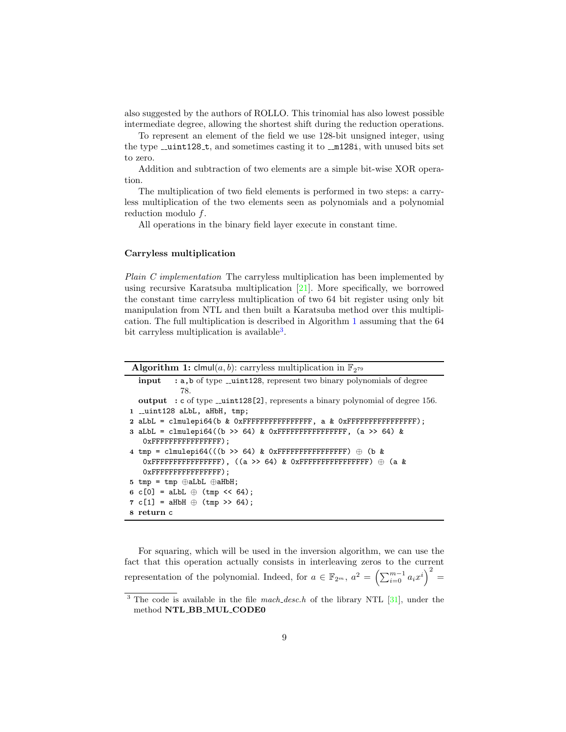also suggested by the authors of ROLLO. This trinomial has also lowest possible intermediate degree, allowing the shortest shift during the reduction operations.

To represent an element of the field we use 128-bit unsigned integer, using the type `__uint128_t`, and sometimes casting it to `__m128i`, with unused bits set to zero.

Addition and subtraction of two elements are a simple bit-wise XOR operation.

The multiplication of two field elements is performed in two steps: a carryless multiplication of the two elements seen as polynomials and a polynomial reduction modulo $f$.

All operations in the binary field layer execute in constant time.

### Carryless multiplication

*Plain C implementation* The carryless multiplication has been implemented by using recursive Karatsuba multiplication [21]. More specifically, we borrowed the constant time carryless multiplication of two 64 bit register using only bit manipulation from NTL and then built a Karatsuba method over this multiplication. The full multiplication is described in Algorithm 1 assuming that the 64 bit carryless multiplication is available[3].

**Algorithm 1:** clmul$(a, b)$: carryless multiplication in $\mathbb{F}_{2^{79}}$

**input** : a,b of type `__uint128`, represent two binary polynomials of degree 78.

**output** : c of type `__uint128[2]`, represents a binary polynomial of degree 156.

```
1 __uint128 aLbL, aHbH, tmp;
2 aLbL = clmulepi64(b & 0xFFFFFFFFFFFFFFFF, a & 0xFFFFFFFFFFFFFFFF);
3 aLbL = clmulepi64((b >> 64) & 0xFFFFFFFFFFFFFFFF, (a >> 64) &
    0xFFFFFFFFFFFFFFFF);
4 tmp = clmulepi64(((b >> 64) & 0xFFFFFFFFFFFFFFFF) ⊕ (b &
    0xFFFFFFFFFFFFFFFF), ((a >> 64) & 0xFFFFFFFFFFFFFFFF) ⊕ (a &
    0xFFFFFFFFFFFFFFFF);
5 tmp = tmp ⊕aLbL ⊕aHbH;
6 c[0] = aLbL ⊕ (tmp << 64);
7 c[1] = aHbH ⊕ (tmp >> 64);
8 return c
```

For squaring, which will be used in the inversion algorithm, we can use the fact that this operation actually consists in interleaving zeros to the current representation of the polynomial. Indeed, for $a \in \mathbb{F}_{2^m}$, $a^2 = \left(\sum_{i=0}^{m-1} a_i x^i\right)^2 =$

[3] The code is available in the file *mach_desc.h* of the library NTL [31], under the method **NTL_BB_MUL_CODE0**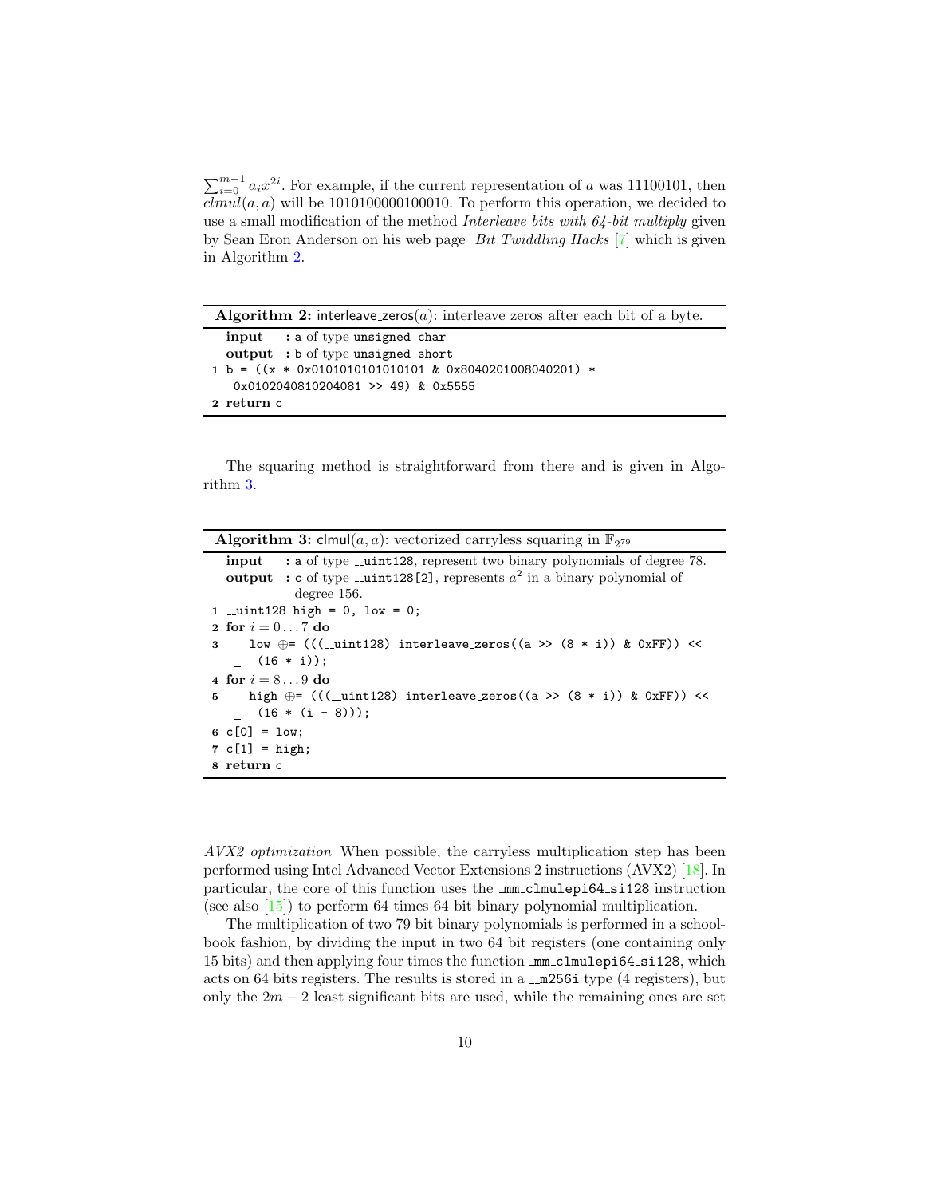$\sum_{i=0}^{m-1} a_i x^{2i}$. For example, if the current representation of $a$ was 11100101, then $clmul(a, a)$ will be 1010100000100010. To perform this operation, we decided to use a small modification of the method *Interleave bits with 64-bit multiply* given by Sean Eron Anderson on his web page *Bit Twiddling Hacks* [7] which is given in Algorithm 2.

**Algorithm 2:** interleave_zeros($a$): interleave zeros after each bit of a byte.

**input** : a of type unsigned char
**output** : b of type unsigned short

```
1 b = ((x * 0x0101010101010101 & 0x8040201008040201) *
    0x0102040810204081 >> 49) & 0x5555
2 return c
```

The squaring method is straightforward from there and is given in Algorithm 3.

**Algorithm 3:** clmul($a, a$): vectorized carryless squaring in $\mathbb{F}_{2^{79}}$

**input** : a of type __uint128, represent two binary polynomials of degree 78.
**output** : c of type __uint128[2], represents $a^2$ in a binary polynomial of degree 156.

```
1 __uint128 high = 0, low = 0;
2 for i = 0...7 do
3 |  low ⊕= (((__uint128) interleave_zeros((a >> (8 * i)) & 0xFF)) <<
  |    (16 * i));
4 for i = 8...9 do
5 |  high ⊕= (((__uint128) interleave_zeros((a >> (8 * i)) & 0xFF)) <<
  |    (16 * (i - 8)));
6 c[0] = low;
7 c[1] = high;
8 return c
```

*AVX2 optimization* When possible, the carryless multiplication step has been performed using Intel Advanced Vector Extensions 2 instructions (AVX2) [18]. In particular, the core of this function uses the _mm_clmulepi64_si128 instruction (see also [15]) to perform 64 times 64 bit binary polynomial multiplication.

The multiplication of two 79 bit binary polynomials is performed in a schoolbook fashion, by dividing the input in two 64 bit registers (one containing only 15 bits) and then applying four times the function _mm_clmulepi64_si128, which acts on 64 bits registers. The results is stored in a __m256i type (4 registers), but only the $2m - 2$ least significant bits are used, while the remaining ones are set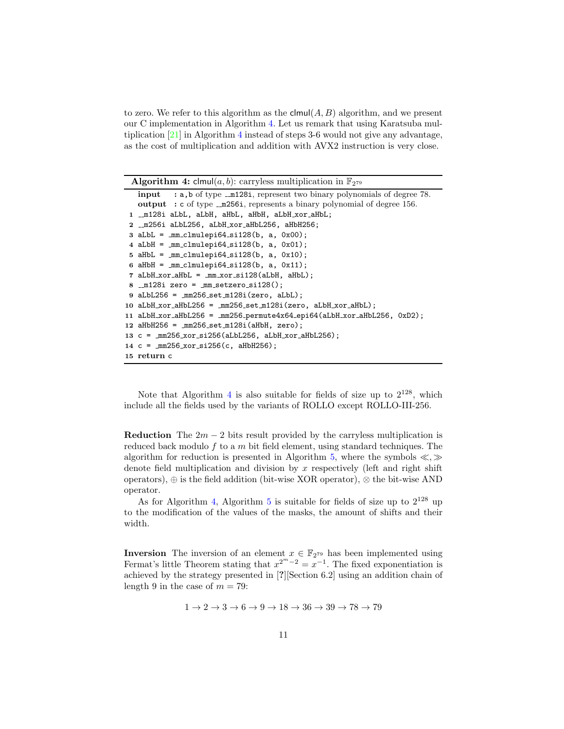to zero. We refer to this algorithm as the clmul$(A, B)$ algorithm, and we present our C implementation in Algorithm 4. Let us remark that using Karatsuba multiplication [21] in Algorithm 4 instead of steps 3-6 would not give any advantage, as the cost of multiplication and addition with AVX2 instruction is very close.

**Algorithm 4:** clmul$(a, b)$: carryless multiplication in $\mathbb{F}_{2^{79}}$

**input** : a,b of type __m128i, represent two binary polynomials of degree 78.
**output** : c of type __m256i, represents a binary polynomial of degree 156.

```
1  __m128i aLbL, aLbH, aHbL, aHbH, aLbH_xor_aHbL;
2  __m256i aLbL256, aLbH_xor_aHbL256, aHbH256;
3  aLbL = _mm_clmulepi64_si128(b, a, 0x00);
4  aLbH = _mm_clmulepi64_si128(b, a, 0x01);
5  aHbL = _mm_clmulepi64_si128(b, a, 0x10);
6  aHbH = _mm_clmulepi64_si128(b, a, 0x11);
7  aLbH_xor_aHbL = _mm_xor_si128(aLbH, aHbL);
8  __m128i zero = _mm_setzero_si128();
9  aLbL256 = _mm256_set_m128i(zero, aLbL);
10 aLbH_xor_aHbL256 = _mm256_set_m128i(zero, aLbH_xor_aHbL);
11 aLbH_xor_aHbL256 = _mm256_permute4x64_epi64(aLbH_xor_aHbL256, 0xD2);
12 aHbH256 = _mm256_set_m128i(aHbH, zero);
13 c = _mm256_xor_si256(aLbL256, aLbH_xor_aHbL256);
14 c = _mm256_xor_si256(c, aHbH256);
15 return c
```

Note that Algorithm 4 is also suitable for fields of size up to $2^{128}$, which include all the fields used by the variants of ROLLO except ROLLO-III-256.

**Reduction** The $2m-2$ bits result provided by the carryless multiplication is reduced back modulo $f$ to a $m$ bit field element, using standard techniques. The algorithm for reduction is presented in Algorithm 5, where the symbols $\ll, \gg$ denote field multiplication and division by $x$ respectively (left and right shift operators), $\oplus$ is the field addition (bit-wise XOR operator), $\otimes$ the bit-wise AND operator.

As for Algorithm 4, Algorithm 5 is suitable for fields of size up to $2^{128}$ up to the modification of the values of the masks, the amount of shifts and their width.

**Inversion** The inversion of an element $x \in \mathbb{F}_{2^{79}}$ has been implemented using Fermat's little Theorem stating that $x^{2^m-2} = x^{-1}$. The fixed exponentiation is achieved by the strategy presented in [?][Section 6.2] using an addition chain of length 9 in the case of $m = 79$:

$$1 \rightarrow 2 \rightarrow 3 \rightarrow 6 \rightarrow 9 \rightarrow 18 \rightarrow 36 \rightarrow 39 \rightarrow 78 \rightarrow 79$$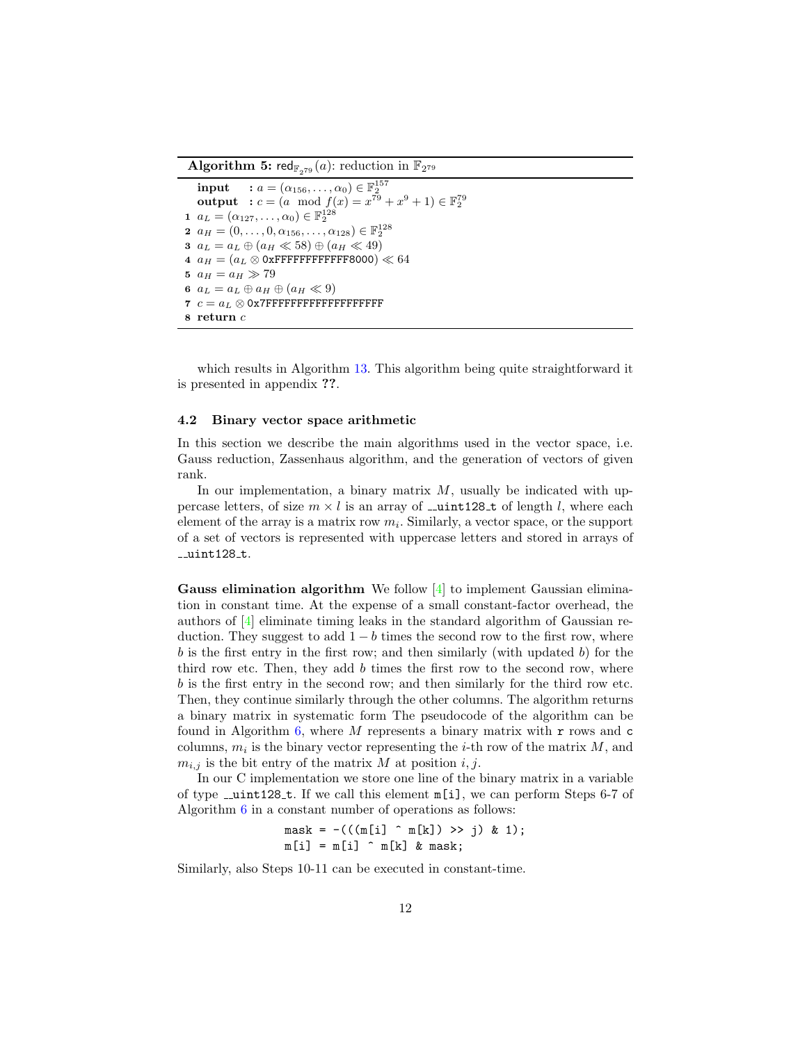**Algorithm 5:** $\mathsf{red}_{\mathbb{F}_{2^{79}}}(a)$: reduction in $\mathbb{F}_{2^{79}}$

**input** : $a = (\alpha_{156}, \ldots, \alpha_0) \in \mathbb{F}_2^{157}$
**output** : $c = (a \mod f(x) = x^{79} + x^9 + 1) \in \mathbb{F}_2^{79}$

1. $a_L = (\alpha_{127}, \ldots, \alpha_0) \in \mathbb{F}_2^{128}$
2. $a_H = (0, \ldots, 0, \alpha_{156}, \ldots, \alpha_{128}) \in \mathbb{F}_2^{128}$
3. $a_L = a_L \oplus (a_H \ll 58) \oplus (a_H \ll 49)$
4. $a_H = (a_L \otimes \texttt{0xFFFFFFFFFFFF8000}) \ll 64$
5. $a_H = a_H \gg 79$
6. $a_L = a_L \oplus a_H \oplus (a_H \ll 9)$
7. $c = a_L \otimes \texttt{0x7FFFFFFFFFFFFFFFFFFF}$
8. **return** $c$

which results in Algorithm 13. This algorithm being quite straightforward it is presented in appendix ??.

### 4.2 Binary vector space arithmetic

In this section we describe the main algorithms used in the vector space, i.e. Gauss reduction, Zassenhaus algorithm, and the generation of vectors of given rank.

In our implementation, a binary matrix $M$, usually be indicated with uppercase letters, of size $m \times l$ is an array of `__uint128_t` of length $l$, where each element of the array is a matrix row $m_i$. Similarly, a vector space, or the support of a set of vectors is represented with uppercase letters and stored in arrays of `__uint128_t`.

**Gauss elimination algorithm** We follow [4] to implement Gaussian elimination in constant time. At the expense of a small constant-factor overhead, the authors of [4] eliminate timing leaks in the standard algorithm of Gaussian reduction. They suggest to add $1 - b$ times the second row to the first row, where $b$ is the first entry in the first row; and then similarly (with updated $b$) for the third row etc. Then, they add $b$ times the first row to the second row, where $b$ is the first entry in the second row; and then similarly for the third row etc. Then, they continue similarly through the other columns. The algorithm returns a binary matrix in systematic form The pseudocode of the algorithm can be found in Algorithm 6, where $M$ represents a binary matrix with `r` rows and `c` columns, $m_i$ is the binary vector representing the $i$-th row of the matrix $M$, and $m_{i,j}$ is the bit entry of the matrix $M$ at position $i, j$.

In our C implementation we store one line of the binary matrix in a variable of type `__uint128_t`. If we call this element `m[i]`, we can perform Steps 6-7 of Algorithm 6 in a constant number of operations as follows:

```
mask = -(((m[i] ^ m[k]) >> j) & 1);
m[i] = m[i] ^ m[k] & mask;
```

Similarly, also Steps 10-11 can be executed in constant-time.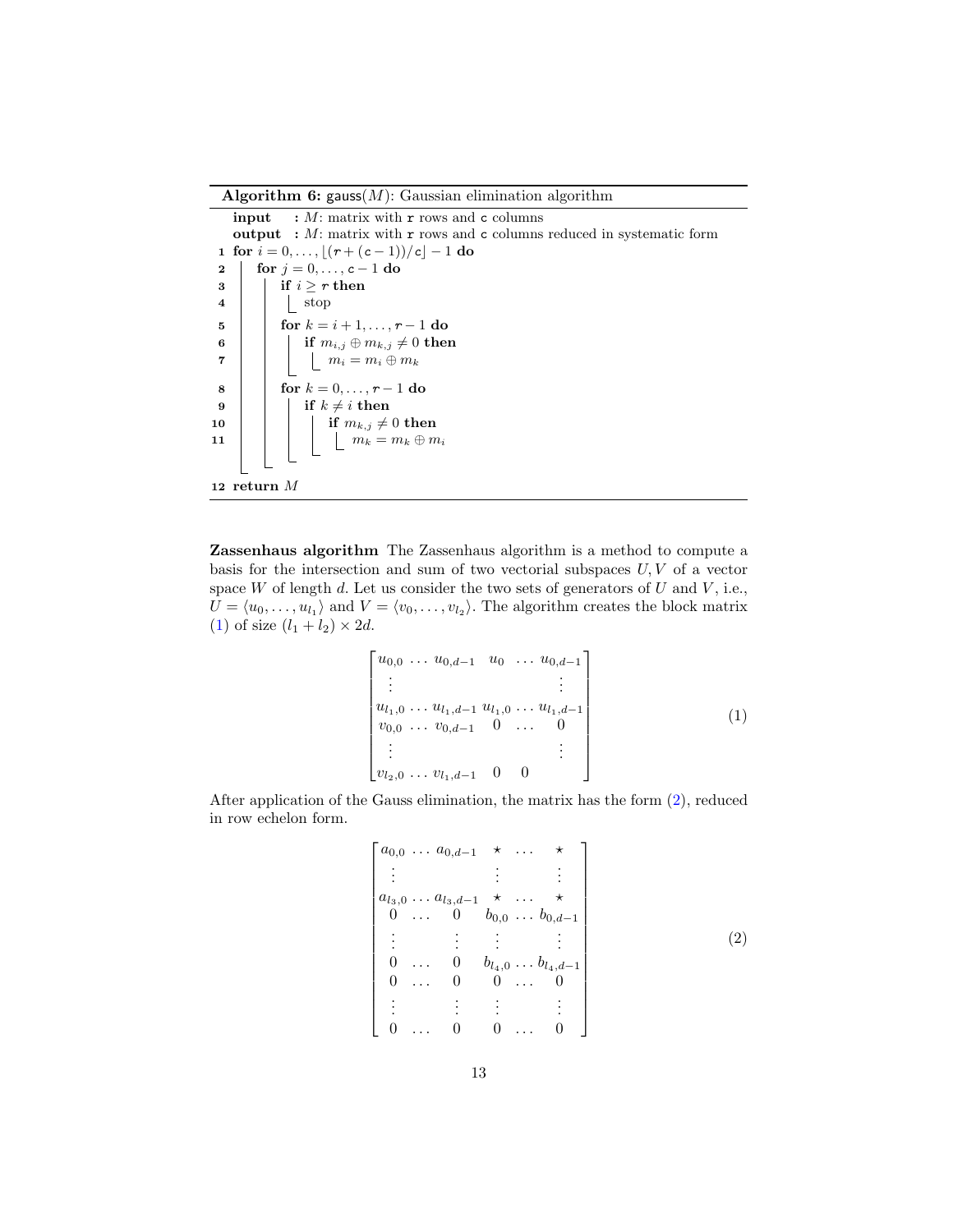**Algorithm 6:** $\mathsf{gauss}(M)$: Gaussian elimination algorithm

```
input  : M: matrix with r rows and c columns
output : M: matrix with r rows and c columns reduced in systematic form
1  for i = 0, ..., ⌊(r + (c − 1))/c⌋ − 1 do
2      for j = 0, ..., c − 1 do
3          if i ≥ r then
4              stop
5          for k = i + 1, ..., r − 1 do
6              if m_{i,j} ⊕ m_{k,j} ≠ 0 then
7                  m_i = m_i ⊕ m_k
8          for k = 0, ..., r − 1 do
9              if k ≠ i then
10                 if m_{k,j} ≠ 0 then
11                     m_k = m_k ⊕ m_i
12 return M
```

**Zassenhaus algorithm** The Zassenhaus algorithm is a method to compute a basis for the intersection and sum of two vectorial subspaces $U, V$ of a vector space $W$ of length $d$. Let us consider the two sets of generators of $U$ and $V$, i.e., $U = \langle u_0, \ldots, u_{l_1} \rangle$ and $V = \langle v_0, \ldots, v_{l_2} \rangle$. The algorithm creates the block matrix (1) of size $(l_1 + l_2) \times 2d$.

$$
\begin{bmatrix}
u_{0,0} & \ldots & u_{0,d-1} & u_0 & \ldots & u_{0,d-1} \\
\vdots & & & & & \vdots \\
u_{l_1,0} & \ldots & u_{l_1,d-1} & u_{l_1,0} & \ldots & u_{l_1,d-1} \\
v_{0,0} & \ldots & v_{0,d-1} & 0 & \ldots & 0 \\
\vdots & & & & & \vdots \\
v_{l_2,0} & \ldots & v_{l_1,d-1} & 0 & 0 &
\end{bmatrix}
\tag{1}
$$

After application of the Gauss elimination, the matrix has the form (2), reduced in row echelon form.

$$
\begin{bmatrix}
a_{0,0} & \ldots & a_{0,d-1} & \star & \ldots & \star \\
\vdots & & & \vdots & & \vdots \\
a_{l_3,0} & \ldots & a_{l_3,d-1} & \star & \ldots & \star \\
0 & \ldots & 0 & b_{0,0} & \ldots & b_{0,d-1} \\
\vdots & & \vdots & \vdots & & \vdots \\
0 & \ldots & 0 & b_{l_4,0} & \ldots & b_{l_4,d-1} \\
0 & \ldots & 0 & 0 & \ldots & 0 \\
\vdots & & \vdots & \vdots & & \vdots \\
0 & \ldots & 0 & 0 & \ldots & 0
\end{bmatrix}
\tag{2}
$$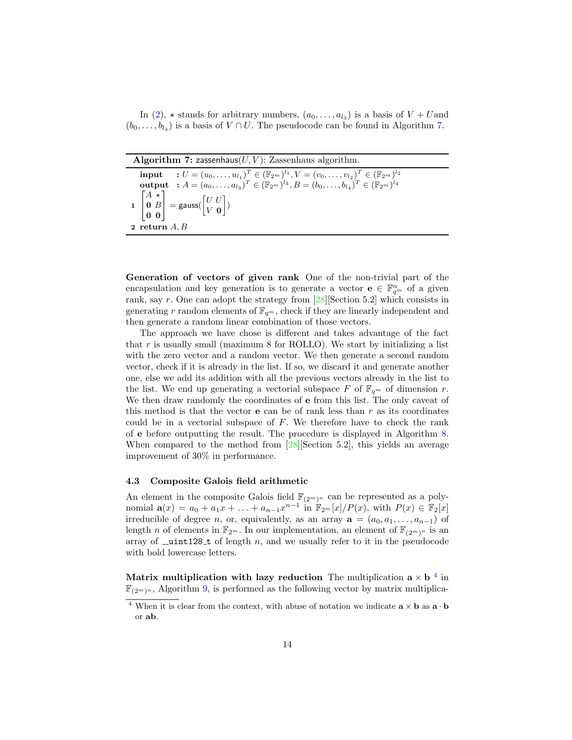In (2), $\star$ stands for arbitrary numbers, $(a_0, \ldots, a_{l_3})$ is a basis of $V + U$and $(b_0, \ldots, b_{l_4})$ is a basis of $V \cap U$. The pseudocode can be found in Algorithm 7.

---

**Algorithm 7:** zassenhaus$(U, V)$: Zassenhaus algorithm.

---

**input** : $U = (u_0, \ldots, u_{l_1})^T \in (\mathbb{F}_{2^m})^{l_1}, V = (v_0, \ldots, v_{l_2})^T \in (\mathbb{F}_{2^m})^{l_2}$
**output** : $A = (a_0, \ldots, a_{l_3})^T \in (\mathbb{F}_{2^m})^{l_3}, B = (b_0, \ldots, b_{l_4})^T \in (\mathbb{F}_{2^m})^{l_4}$

**1** $\begin{bmatrix} A & \star \\ \mathbf{0} & B \\ \mathbf{0} & \mathbf{0} \end{bmatrix} = \text{gauss}(\begin{bmatrix} U & U \\ V & \mathbf{0} \end{bmatrix})$

**2** **return** $A, B$

---

**Generation of vectors of given rank** One of the non-trivial part of the encapsulation and key generation is to generate a vector $\mathbf{e} \in \mathbb{F}_{q^m}^n$ of a given rank, say $r$. One can adopt the strategy from [28][Section 5.2] which consists in generating $r$ random elements of $\mathbb{F}_{q^m}$, check if they are linearly independent and then generate a random linear combination of those vectors.

The approach we have chose is different and takes advantage of the fact that $r$ is usually small (maximum 8 for ROLLO). We start by initializing a list with the zero vector and a random vector. We then generate a second random vector, check if it is already in the list. If so, we discard it and generate another one, else we add its addition with all the previous vectors already in the list to the list. We end up generating a vectorial subspace $F$ of $\mathbb{F}_{q^m}$ of dimension $r$. We then draw randomly the coordinates of $\mathbf{e}$ from this list. The only caveat of this method is that the vector $\mathbf{e}$ can be of rank less than $r$ as its coordinates could be in a vectorial subspace of $F$. We therefore have to check the rank of $\mathbf{e}$ before outputting the result. The procedure is displayed in Algorithm 8. When compared to the method from [28][Section 5.2], this yields an average improvement of 30% in performance.

### 4.3 Composite Galois field arithmetic

An element in the composite Galois field $\mathbb{F}_{(2^m)^n}$ can be represented as a polynomial $\mathbf{a}(x) = a_0 + a_1x + \ldots + a_{n-1}x^{n-1}$ in $\mathbb{F}_{2^m}[x]/P(x)$, with $P(x) \in \mathbb{F}_2[x]$ irreducible of degree $n$, or, equivalently, as an array $\mathbf{a} = (a_0, a_1, \ldots, a_{n-1})$ of length $n$ of elements in $\mathbb{F}_{2^m}$. In our implementation, an element of $\mathbb{F}_{(2^m)^n}$ is an array of __uint128_t of length $n$, and we usually refer to it in the pseudocode with bold lowercase letters.

**Matrix multiplication with lazy reduction** The multiplication $\mathbf{a} \times \mathbf{b}$ [4] in $\mathbb{F}_{(2^m)^n}$, Algorithm 9, is performed as the following vector by matrix multiplica-

[4] When it is clear from the context, with abuse of notation we indicate $\mathbf{a} \times \mathbf{b}$ as $\mathbf{a} \cdot \mathbf{b}$ or $\mathbf{ab}$.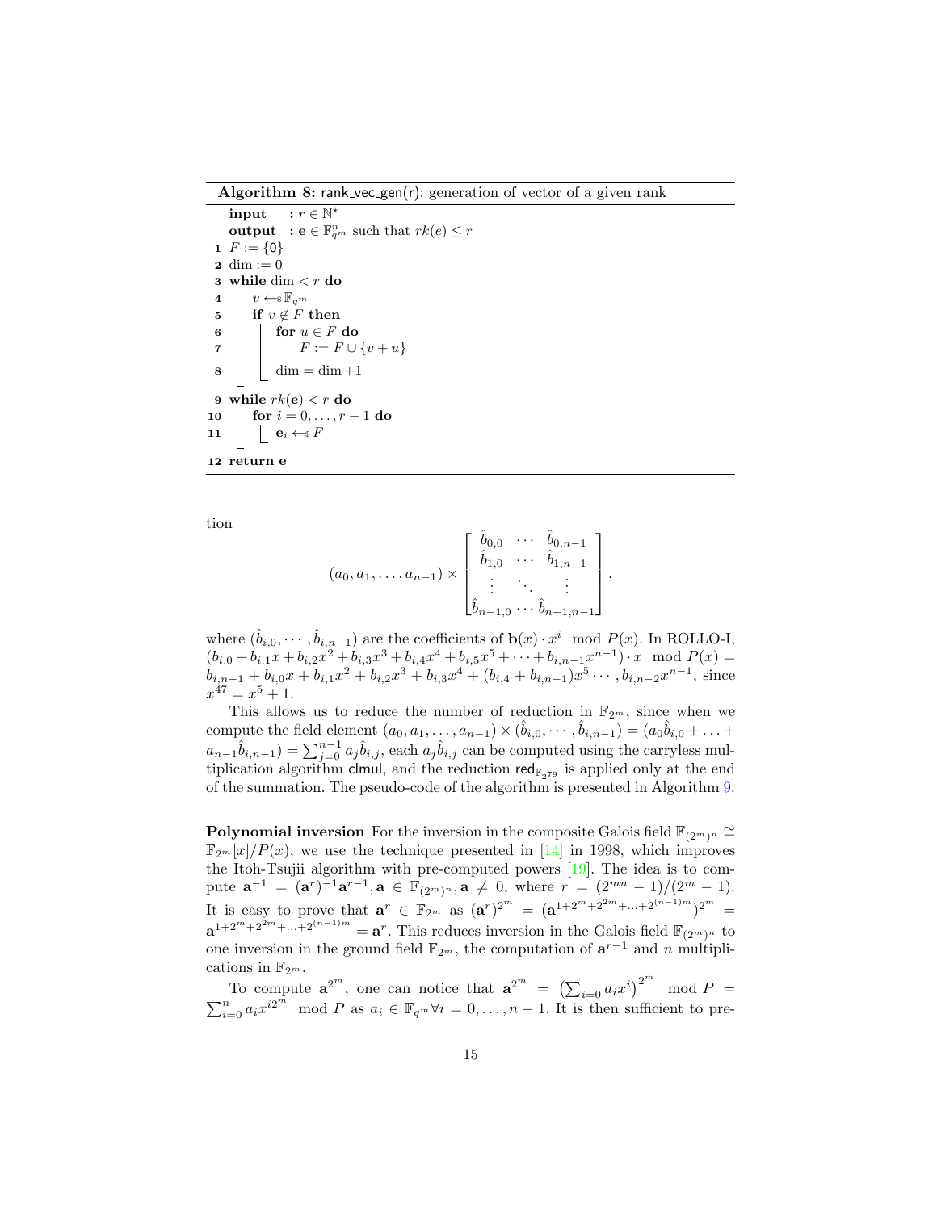**Algorithm 8:** rank_vec_gen(r): generation of vector of a given rank

```
   input   : r ∈ ℕ*
   output  : e ∈ F_{q^m}^n such that rk(e) ≤ r
 1 F := {0}
 2 dim := 0
 3 while dim < r do
 4 |   v ←$ F_{q^m}
 5 |   if v ∉ F then
 6 |   |   for u ∈ F do
 7 |   |   |   F := F ∪ {v + u}
 8 |   |   dim = dim + 1
 9 while rk(e) < r do
10 |   for i = 0, ..., r − 1 do
11 |   |   e_i ←$ F
12 return e
```

tion

$$(a_0, a_1, \ldots, a_{n-1}) \times \begin{bmatrix} \hat{b}_{0,0} & \cdots & \hat{b}_{0,n-1} \\ \hat{b}_{1,0} & \cdots & \hat{b}_{1,n-1} \\ \vdots & \ddots & \vdots \\ \hat{b}_{n-1,0} & \cdots & \hat{b}_{n-1,n-1} \end{bmatrix},$$

where $(\hat{b}_{i,0}, \cdots, \hat{b}_{i,n-1})$ are the coefficients of $\mathbf{b}(x) \cdot x^i \mod P(x)$. In ROLLO-I, $(b_{i,0} + b_{i,1}x + b_{i,2}x^2 + b_{i,3}x^3 + b_{i,4}x^4 + b_{i,5}x^5 + \cdots + b_{i,n-1}x^{n-1}) \cdot x \mod P(x) = b_{i,n-1} + b_{i,0}x + b_{i,1}x^2 + b_{i,2}x^3 + b_{i,3}x^4 + (b_{i,4} + b_{i,n-1})x^5 \cdots, b_{i,n-2}x^{n-1}$, since $x^{47} = x^5 + 1$.

This allows us to reduce the number of reduction in $\mathbb{F}_{2^m}$, since when we compute the field element $(a_0, a_1, \ldots, a_{n-1}) \times (\hat{b}_{i,0}, \cdots, \hat{b}_{i,n-1}) = (a_0\hat{b}_{i,0} + \ldots + a_{n-1}\hat{b}_{i,n-1}) = \sum_{j=0}^{n-1} a_j \hat{b}_{i,j}$, each $a_j \hat{b}_{i,j}$ can be computed using the carryless multiplication algorithm clmul, and the reduction $\mathsf{red}_{\mathbb{F}_{2^{79}}}$ is applied only at the end of the summation. The pseudo-code of the algorithm is presented in Algorithm 9.

**Polynomial inversion** For the inversion in the composite Galois field $\mathbb{F}_{(2^m)^n} \cong \mathbb{F}_{2^m}[x]/P(x)$, we use the technique presented in [14] in 1998, which improves the Itoh-Tsujii algorithm with pre-computed powers [19]. The idea is to compute $\mathbf{a}^{-1} = (\mathbf{a}^r)^{-1}\mathbf{a}^{r-1}, \mathbf{a} \in \mathbb{F}_{(2^m)^n}, \mathbf{a} \neq 0$, where $r = (2^{mn} - 1)/(2^m - 1)$. It is easy to prove that $\mathbf{a}^r \in \mathbb{F}_{2^m}$ as $(\mathbf{a}^r)^{2^m} = (\mathbf{a}^{1+2^m+2^{2m}+\ldots+2^{(n-1)m}})^{2^m} = \mathbf{a}^{1+2^m+2^{2m}+\ldots+2^{(n-1)m}} = \mathbf{a}^r$. This reduces inversion in the Galois field $\mathbb{F}_{(2^m)^n}$ to one inversion in the ground field $\mathbb{F}_{2^m}$, the computation of $\mathbf{a}^{r-1}$ and $n$ multiplications in $\mathbb{F}_{2^m}$.

To compute $\mathbf{a}^{2^m}$, one can notice that $\mathbf{a}^{2^m} = \left(\sum_{i=0} a_i x^i\right)^{2^m} \mod P = \sum_{i=0}^{n} a_i x^{i2^m} \mod P$ as $a_i \in \mathbb{F}_{q^m} \forall i = 0, \ldots, n-1$. It is then sufficient to pre-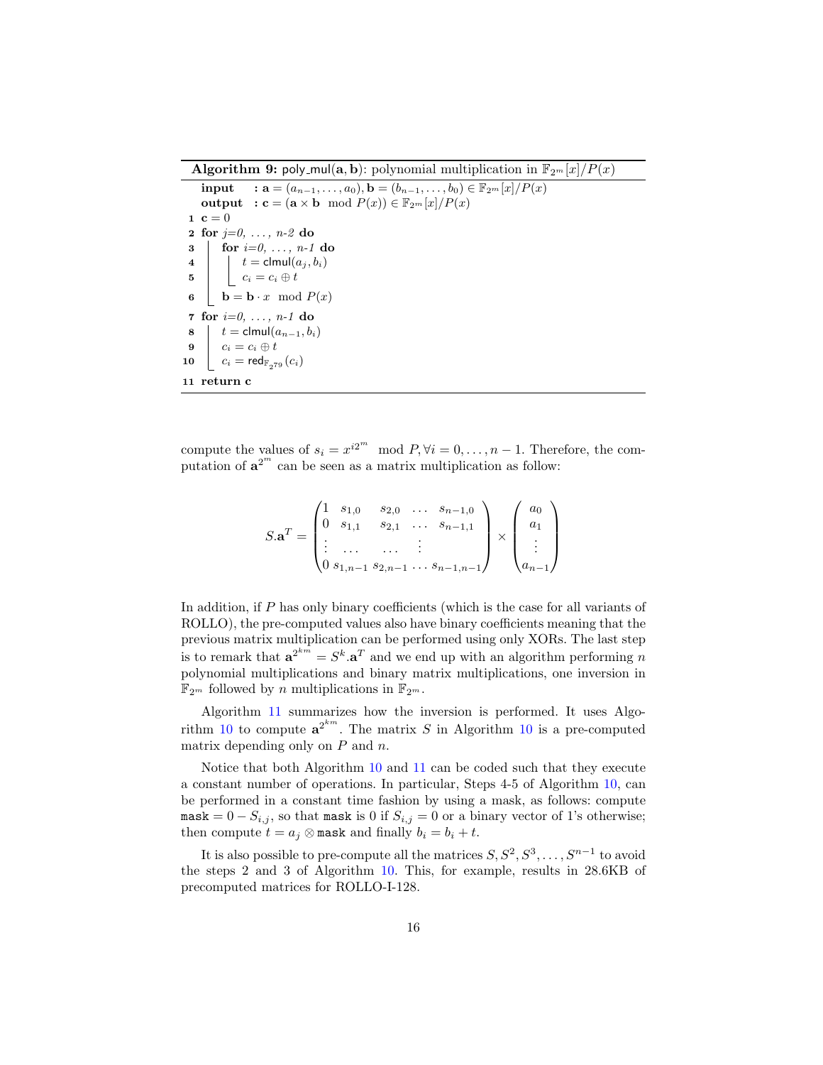**Algorithm 9:** poly_mul$(\mathbf{a}, \mathbf{b})$: polynomial multiplication in $\mathbb{F}_{2^m}[x]/P(x)$

```
   input  : a = (a_{n-1}, ..., a_0), b = (b_{n-1}, ..., b_0) ∈ F_{2^m}[x]/P(x)
   output : c = (a × b  mod P(x)) ∈ F_{2^m}[x]/P(x)
 1 c = 0
 2 for j=0, ..., n-2 do
 3 |   for i=0, ..., n-1 do
 4 |   |   t = clmul(a_j, b_i)
 5 |   |   c_i = c_i ⊕ t
 6 |   b = b · x  mod P(x)
 7 for i=0, ..., n-1 do
 8 |   t = clmul(a_{n-1}, b_i)
 9 |   c_i = c_i ⊕ t
10 |   c_i = red_{F_{2^79}}(c_i)
11 return c
```

compute the values of $s_i = x^{i2^m} \mod P, \forall i = 0, \ldots, n-1$. Therefore, the computation of $\mathbf{a}^{2^m}$ can be seen as a matrix multiplication as follow:

$$
S.\mathbf{a}^T = \begin{pmatrix} 1 & s_{1,0} & s_{2,0} & \ldots & s_{n-1,0} \\ 0 & s_{1,1} & s_{2,1} & \ldots & s_{n-1,1} \\ \vdots & \ldots & \ldots & \vdots & \\ 0 & s_{1,n-1} & s_{2,n-1} & \ldots & s_{n-1,n-1} \end{pmatrix} \times \begin{pmatrix} a_0 \\ a_1 \\ \vdots \\ a_{n-1} \end{pmatrix}
$$

In addition, if $P$ has only binary coefficients (which is the case for all variants of ROLLO), the pre-computed values also have binary coefficients meaning that the previous matrix multiplication can be performed using only XORs. The last step is to remark that $\mathbf{a}^{2^{km}} = S^k.\mathbf{a}^T$ and we end up with an algorithm performing $n$ polynomial multiplications and binary matrix multiplications, one inversion in $\mathbb{F}_{2^m}$ followed by $n$ multiplications in $\mathbb{F}_{2^m}$.

Algorithm 11 summarizes how the inversion is performed. It uses Algorithm 10 to compute $\mathbf{a}^{2^{km}}$. The matrix $S$ in Algorithm 10 is a pre-computed matrix depending only on $P$ and $n$.

Notice that both Algorithm 10 and 11 can be coded such that they execute a constant number of operations. In particular, Steps 4-5 of Algorithm 10, can be performed in a constant time fashion by using a mask, as follows: compute `mask` $= 0 - S_{i,j}$, so that `mask` is 0 if $S_{i,j} = 0$ or a binary vector of 1's otherwise; then compute $t = a_j \otimes$ `mask` and finally $b_i = b_i + t$.

It is also possible to pre-compute all the matrices $S, S^2, S^3, \ldots, S^{n-1}$ to avoid the steps 2 and 3 of Algorithm 10. This, for example, results in 28.6KB of precomputed matrices for ROLLO-I-128.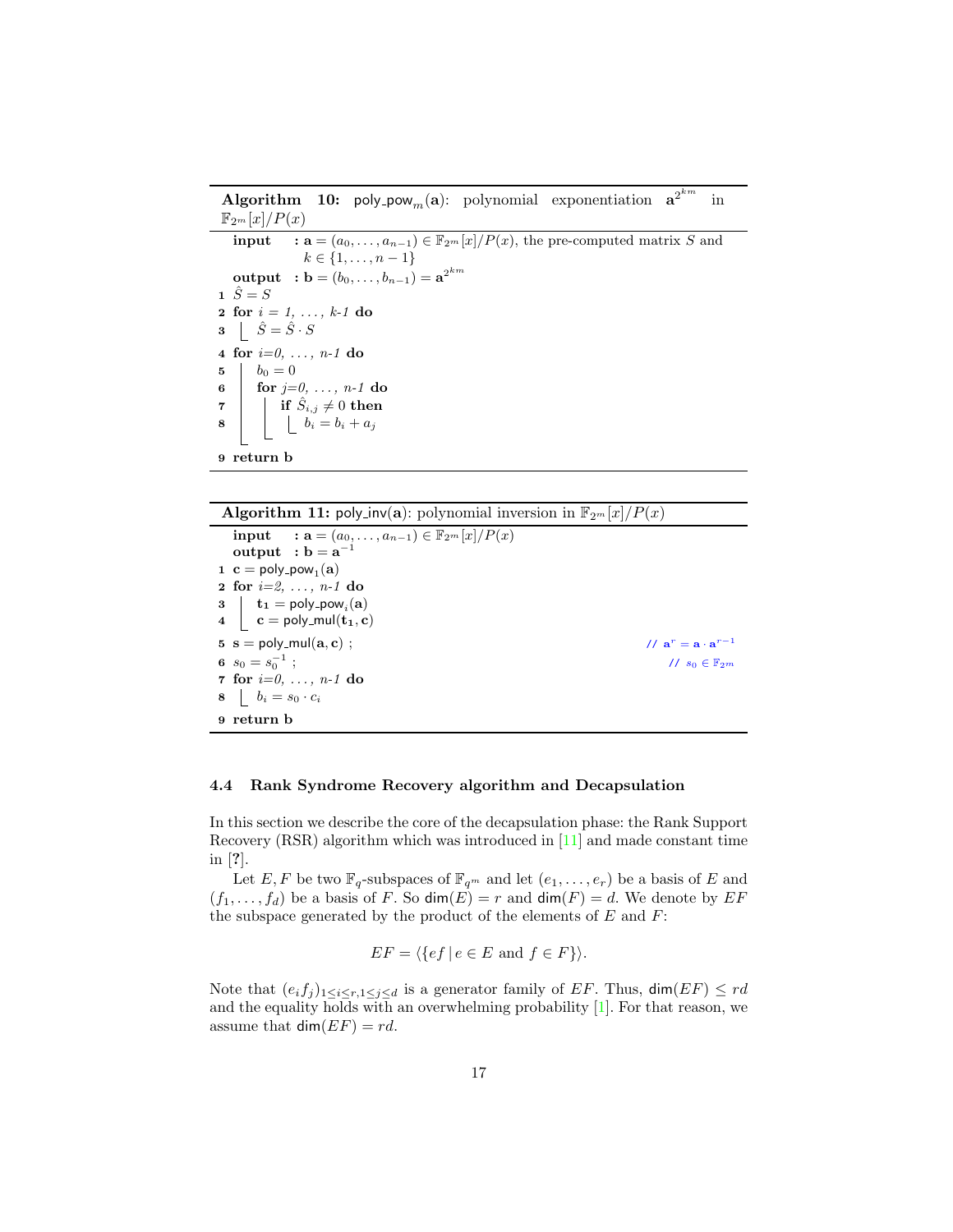**Algorithm 10:** $\mathsf{poly\_pow}_m(\mathbf{a})$: polynomial exponentiation $\mathbf{a}^{2^{km}}$ in $\mathbb{F}_{2^m}[x]/P(x)$

```
   input  : a = (a_0, ..., a_{n-1}) ∈ F_{2^m}[x]/P(x), the pre-computed matrix S and
            k ∈ {1, ..., n-1}
   output : b = (b_0, ..., b_{n-1}) = a^{2^{km}}
 1 Ŝ = S
 2 for i = 1, ..., k-1 do
 3     Ŝ = Ŝ · S
 4 for i=0, ..., n-1 do
 5     b_0 = 0
 6     for j=0, ..., n-1 do
 7         if Ŝ_{i,j} ≠ 0 then
 8             b_i = b_i + a_j
 9 return b
```

**Algorithm 11:** $\mathsf{poly\_inv}(\mathbf{a})$: polynomial inversion in $\mathbb{F}_{2^m}[x]/P(x)$

```
   input  : a = (a_0, ..., a_{n-1}) ∈ F_{2^m}[x]/P(x)
   output : b = a^{-1}
 1 c = poly_pow_1(a)
 2 for i=2, ..., n-1 do
 3     t_1 = poly_pow_i(a)
 4     c = poly_mul(t_1, c)
 5 s = poly_mul(a, c) ;                                  // a^r = a · a^{r-1}
 6 s_0 = s_0^{-1} ;                                      // s_0 ∈ F_{2^m}
 7 for i=0, ..., n-1 do
 8     b_i = s_0 · c_i
 9 return b
```

### 4.4 Rank Syndrome Recovery algorithm and Decapsulation

In this section we describe the core of the decapsulation phase: the Rank Support Recovery (RSR) algorithm which was introduced in [11] and made constant time in [?].

Let $E, F$ be two $\mathbb{F}_q$-subspaces of $\mathbb{F}_{q^m}$ and let $(e_1, \ldots, e_r)$ be a basis of $E$ and $(f_1, \ldots, f_d)$ be a basis of $F$. So $\mathsf{dim}(E) = r$ and $\mathsf{dim}(F) = d$. We denote by $EF$ the subspace generated by the product of the elements of $E$ and $F$:

$$EF = \langle \{ef \mid e \in E \text{ and } f \in F\}\rangle.$$

Note that $(e_i f_j)_{1 \le i \le r, 1 \le j \le d}$ is a generator family of $EF$. Thus, $\mathsf{dim}(EF) \le rd$ and the equality holds with an overwhelming probability [1]. For that reason, we assume that $\mathsf{dim}(EF) = rd$.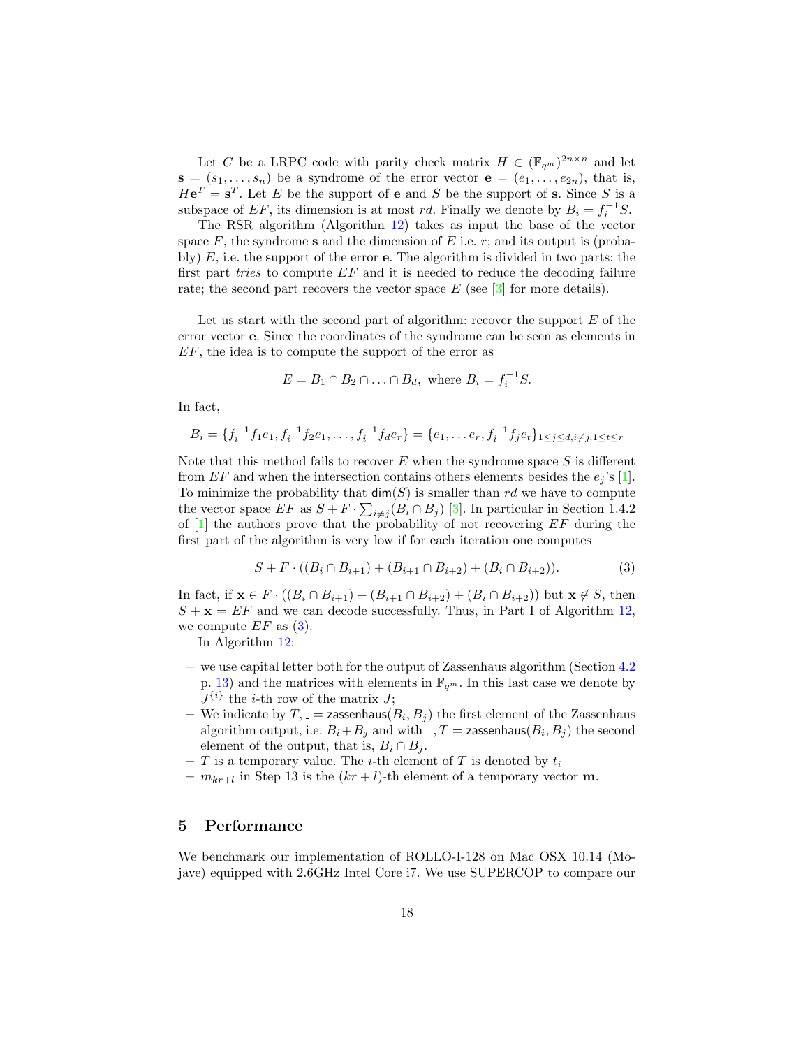Let $C$ be a LRPC code with parity check matrix $H \in (\mathbb{F}_{q^m})^{2n\times n}$ and let $\mathbf{s} = (s_1, \ldots, s_n)$ be a syndrome of the error vector $\mathbf{e} = (e_1, \ldots, e_{2n})$, that is, $H\mathbf{e}^T = \mathbf{s}^T$. Let $E$ be the support of $\mathbf{e}$ and $S$ be the support of $\mathbf{s}$. Since $S$ is a subspace of $EF$, its dimension is at most $rd$. Finally we denote by $B_i = f_i^{-1}S$.

The RSR algorithm (Algorithm 12) takes as input the base of the vector space $F$, the syndrome $\mathbf{s}$ and the dimension of $E$ i.e. $r$; and its output is (probably) $E$, i.e. the support of the error $\mathbf{e}$. The algorithm is divided in two parts: the first part *tries* to compute $EF$ and it is needed to reduce the decoding failure rate; the second part recovers the vector space $E$ (see [3] for more details).

Let us start with the second part of algorithm: recover the support $E$ of the error vector $\mathbf{e}$. Since the coordinates of the syndrome can be seen as elements in $EF$, the idea is to compute the support of the error as

$$E = B_1 \cap B_2 \cap \ldots \cap B_d, \text{ where } B_i = f_i^{-1}S.$$

In fact,

$$B_i = \{f_i^{-1}f_1e_1, f_i^{-1}f_2e_1, \ldots, f_i^{-1}f_de_r\} = \{e_1, \ldots e_r, f_i^{-1}f_je_t\}_{1\leq j\leq d, i\neq j, 1\leq t\leq r}$$

Note that this method fails to recover $E$ when the syndrome space $S$ is different from $EF$ and when the intersection contains others elements besides the $e_j$'s [1]. To minimize the probability that $\mathsf{dim}(S)$ is smaller than $rd$ we have to compute the vector space $EF$ as $S + F \cdot \sum_{i\neq j}(B_i \cap B_j)$ [3]. In particular in Section 1.4.2 of [1] the authors prove that the probability of not recovering $EF$ during the first part of the algorithm is very low if for each iteration one computes

$$S + F \cdot ((B_i \cap B_{i+1}) + (B_{i+1} \cap B_{i+2}) + (B_i \cap B_{i+2})). \tag{3}$$

In fact, if $\mathbf{x} \in F \cdot ((B_i \cap B_{i+1}) + (B_{i+1} \cap B_{i+2}) + (B_i \cap B_{i+2}))$ but $\mathbf{x} \notin S$, then $S + \mathbf{x} = EF$ and we can decode successfully. Thus, in Part I of Algorithm 12, we compute $EF$ as (3).

In Algorithm 12:

- we use capital letter both for the output of Zassenhaus algorithm (Section 4.2 p. 13) and the matrices with elements in $\mathbb{F}_{q^m}$. In this last case we denote by $J^{\{i\}}$ the $i$-th row of the matrix $J$;
- We indicate by $T, \_ = \mathsf{zassenhaus}(B_i, B_j)$ the first element of the Zassenhaus algorithm output, i.e. $B_i + B_j$ and with $\_, T = \mathsf{zassenhaus}(B_i, B_j)$ the second element of the output, that is, $B_i \cap B_j$.
- $T$ is a temporary value. The $i$-th element of $T$ is denoted by $t_i$
- $m_{kr+l}$ in Step 13 is the $(kr + l)$-th element of a temporary vector $\mathbf{m}$.

## 5 Performance

We benchmark our implementation of ROLLO-I-128 on Mac OSX 10.14 (Mojave) equipped with 2.6GHz Intel Core i7. We use SUPERCOP to compare our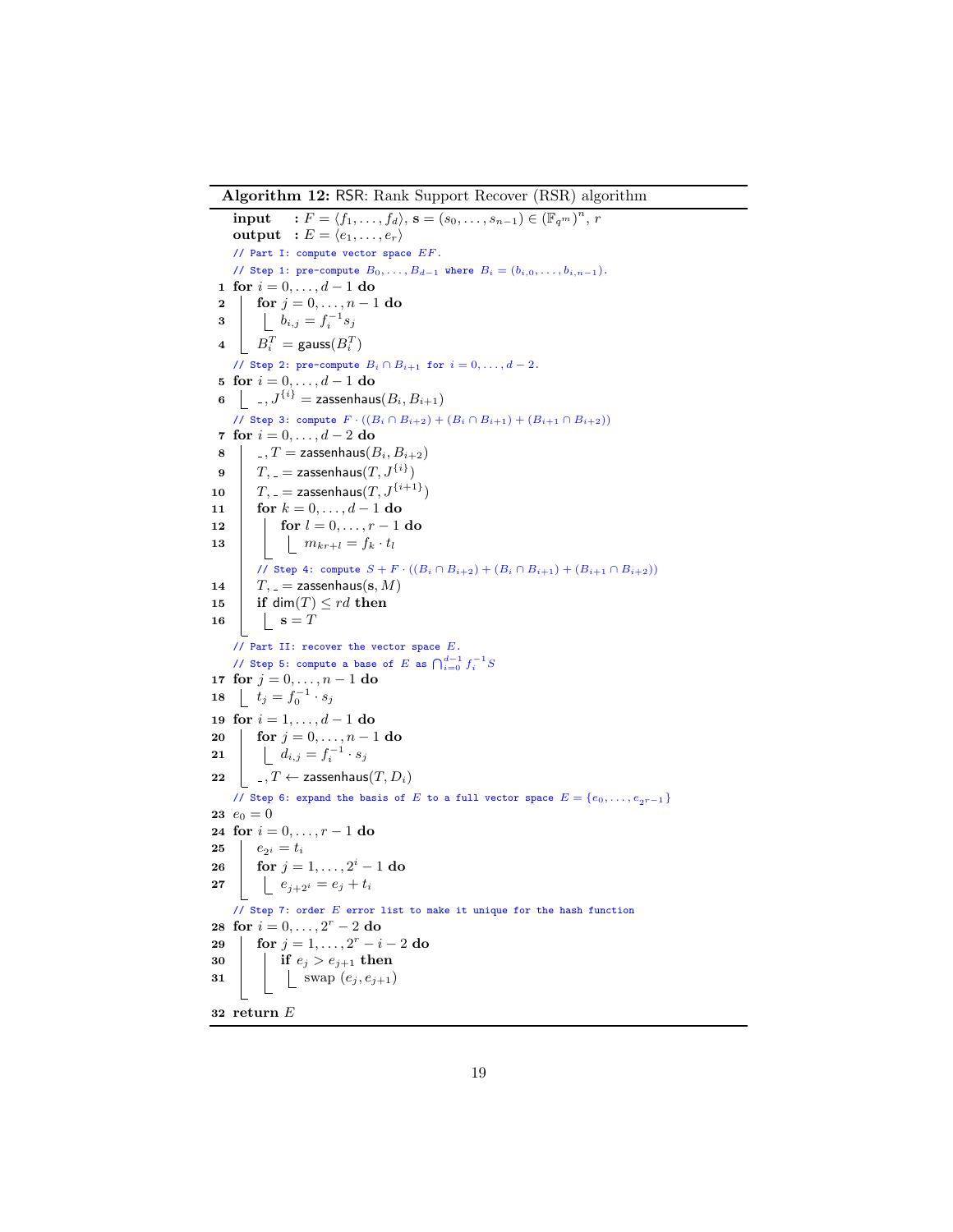**Algorithm 12:** RSR: Rank Support Recover (RSR) algorithm

```
   input  : F = ⟨f_1, ..., f_d⟩, s = (s_0, ..., s_{n-1}) ∈ (F_{q^m})^n, r
   output : E = ⟨e_1, ..., e_r⟩
   // Part I: compute vector space EF.
   // Step 1: pre-compute B_0, ..., B_{d-1} where B_i = (b_{i,0}, ..., b_{i,n-1}).
 1 for i = 0, ..., d-1 do
 2     for j = 0, ..., n-1 do
 3         b_{i,j} = f_i^{-1} s_j
 4     B_i^T = gauss(B_i^T)
   // Step 2: pre-compute B_i ∩ B_{i+1} for i = 0, ..., d-2.
 5 for i = 0, ..., d-1 do
 6     _, J^{i} = zassenhaus(B_i, B_{i+1})
   // Step 3: compute F · ((B_i ∩ B_{i+2}) + (B_i ∩ B_{i+1}) + (B_{i+1} ∩ B_{i+2}))
 7 for i = 0, ..., d-2 do
 8     _, T = zassenhaus(B_i, B_{i+2})
 9     T, _ = zassenhaus(T, J^{i})
10     T, _ = zassenhaus(T, J^{i+1})
11     for k = 0, ..., d-1 do
12         for l = 0, ..., r-1 do
13             m_{kr+l} = f_k · t_l
       // Step 4: compute S + F · ((B_i ∩ B_{i+2}) + (B_i ∩ B_{i+1}) + (B_{i+1} ∩ B_{i+2}))
14     T, _ = zassenhaus(s, M)
15     if dim(T) ≤ rd then
16         s = T
   // Part II: recover the vector space E.
   // Step 5: compute a base of E as ∩_{i=0}^{d-1} f_i^{-1} S
17 for j = 0, ..., n-1 do
18     t_j = f_0^{-1} · s_j
19 for i = 1, ..., d-1 do
20     for j = 0, ..., n-1 do
21         d_{i,j} = f_i^{-1} · s_j
22     _, T ← zassenhaus(T, D_i)
   // Step 6: expand the basis of E to a full vector space E = {e_0, ..., e_{2^r - 1}}
23 e_0 = 0
24 for i = 0, ..., r-1 do
25     e_{2^i} = t_i
26     for j = 1, ..., 2^i - 1 do
27         e_{j+2^i} = e_j + t_i
   // Step 7: order E error list to make it unique for the hash function
28 for i = 0, ..., 2^r - 2 do
29     for j = 1, ..., 2^r - i - 2 do
30         if e_j > e_{j+1} then
31             swap (e_j, e_{j+1})
32 return E
```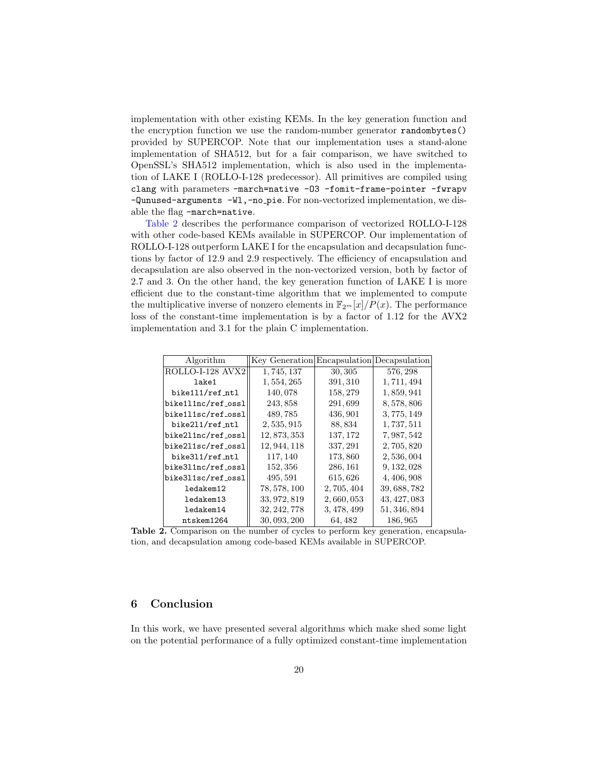implementation with other existing KEMs. In the key generation function and the encryption function we use the random-number generator `randombytes()` provided by SUPERCOP. Note that our implementation uses a stand-alone implementation of SHA512, but for a fair comparison, we have switched to OpenSSL's SHA512 implementation, which is also used in the implementation of LAKE I (ROLLO-I-128 predecessor). All primitives are compiled using `clang` with parameters `-march=native -O3 -fomit-frame-pointer -fwrapv -Qunused-arguments -Wl,-no_pie`. For non-vectorized implementation, we disable the flag `-march=native`.

Table 2 describes the performance comparison of vectorized ROLLO-I-128 with other code-based KEMs available in SUPERCOP. Our implementation of ROLLO-I-128 outperform LAKE I for the encapsulation and decapsulation functions by factor of 12.9 and 2.9 respectively. The efficiency of encapsulation and decapsulation are also observed in the non-vectorized version, both by factor of 2.7 and 3. On the other hand, the key generation function of LAKE I is more efficient due to the constant-time algorithm that we implemented to compute the multiplicative inverse of nonzero elements in $\mathbb{F}_{2^m}[x]/P(x)$. The performance loss of the constant-time implementation is by a factor of 1.12 for the AVX2 implementation and 3.1 for the plain C implementation.

| Algorithm | Key Generation | Encapsulation | Decapsulation |
|---|---|---|---|
| ROLLO-I-128 AVX2 | 1,745,137 | 30,305 | 576,298 |
| `lake1` | 1,554,265 | 391,310 | 1,711,494 |
| `bike1l1/ref_ntl` | 140,078 | 158,279 | 1,859,941 |
| `bike1l1nc/ref_ossl` | 243,858 | 291,699 | 8,578,806 |
| `bike1l1sc/ref_ossl` | 489,785 | 436,901 | 3,775,149 |
| `bike2l1/ref_ntl` | 2,535,915 | 88,834 | 1,737,511 |
| `bike2l1nc/ref_ossl` | 12,873,353 | 137,172 | 7,987,542 |
| `bike2l1sc/ref_ossl` | 12,944,118 | 337,291 | 2,705,820 |
| `bike3l1/ref_ntl` | 117,140 | 173,860 | 2,536,004 |
| `bike3l1nc/ref_ossl` | 152,356 | 286,161 | 9,132,028 |
| `bike3l1sc/ref_ossl` | 495,591 | 615,626 | 4,406,908 |
| `ledakem12` | 78,578,100 | 2,705,404 | 39,688,782 |
| `ledakem13` | 33,972,819 | 2,660,053 | 43,427,083 |
| `ledakem14` | 32,242,778 | 3,478,499 | 51,346,894 |
| `ntskem1264` | 30,093,200 | 64,482 | 186,965 |

**Table 2.** Comparison on the number of cycles to perform key generation, encapsulation, and decapsulation among code-based KEMs available in SUPERCOP.

## 6 Conclusion

In this work, we have presented several algorithms which make shed some light on the potential performance of a fully optimized constant-time implementation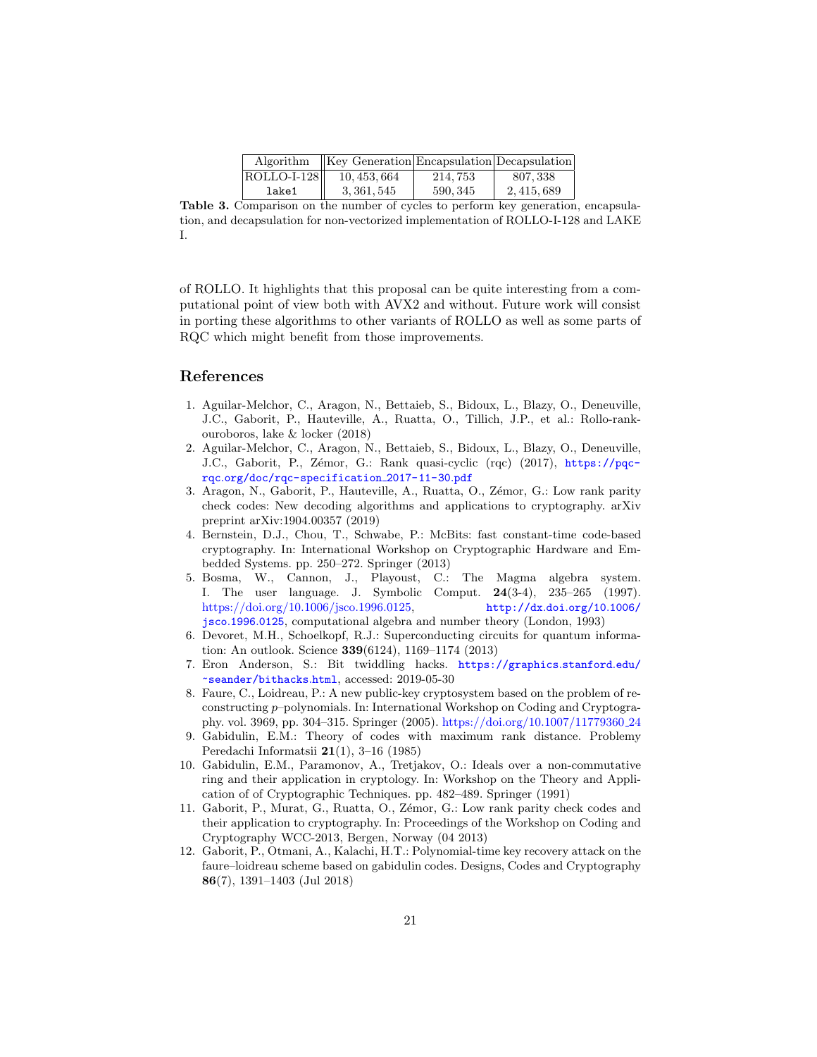| Algorithm | Key Generation | Encapsulation | Decapsulation |
|---|---|---|---|
| ROLLO-I-128 | 10,453,664 | 214,753 | 807,338 |
| `lake1` | 3,361,545 | 590,345 | 2,415,689 |

**Table 3.** Comparison on the number of cycles to perform key generation, encapsulation, and decapsulation for non-vectorized implementation of ROLLO-I-128 and LAKE I.

of ROLLO. It highlights that this proposal can be quite interesting from a computational point of view both with AVX2 and without. Future work will consist in porting these algorithms to other variants of ROLLO as well as some parts of RQC which might benefit from those improvements.

## References

1. Aguilar-Melchor, C., Aragon, N., Bettaieb, S., Bidoux, L., Blazy, O., Deneuville, J.C., Gaborit, P., Hauteville, A., Ruatta, O., Tillich, J.P., et al.: Rollo-rank-ouroboros, lake & locker (2018)
2. Aguilar-Melchor, C., Aragon, N., Bettaieb, S., Bidoux, L., Blazy, O., Deneuville, J.C., Gaborit, P., Zémor, G.: Rank quasi-cyclic (rqc) (2017), https://pqc-rqc.org/doc/rqc-specification_2017-11-30.pdf
3. Aragon, N., Gaborit, P., Hauteville, A., Ruatta, O., Zémor, G.: Low rank parity check codes: New decoding algorithms and applications to cryptography. arXiv preprint arXiv:1904.00357 (2019)
4. Bernstein, D.J., Chou, T., Schwabe, P.: McBits: fast constant-time code-based cryptography. In: International Workshop on Cryptographic Hardware and Embedded Systems. pp. 250–272. Springer (2013)
5. Bosma, W., Cannon, J., Playoust, C.: The Magma algebra system. I. The user language. J. Symbolic Comput. **24**(3-4), 235–265 (1997). https://doi.org/10.1006/jsco.1996.0125, http://dx.doi.org/10.1006/jsco.1996.0125, computational algebra and number theory (London, 1993)
6. Devoret, M.H., Schoelkopf, R.J.: Superconducting circuits for quantum information: An outlook. Science **339**(6124), 1169–1174 (2013)
7. Eron Anderson, S.: Bit twiddling hacks. https://graphics.stanford.edu/~seander/bithacks.html, accessed: 2019-05-30
8. Faure, C., Loidreau, P.: A new public-key cryptosystem based on the problem of reconstructing $p$–polynomials. In: International Workshop on Coding and Cryptography. vol. 3969, pp. 304–315. Springer (2005). https://doi.org/10.1007/11779360_24
9. Gabidulin, E.M.: Theory of codes with maximum rank distance. Problemy Peredachi Informatsii **21**(1), 3–16 (1985)
10. Gabidulin, E.M., Paramonov, A., Tretjakov, O.: Ideals over a non-commutative ring and their application in cryptology. In: Workshop on the Theory and Application of of Cryptographic Techniques. pp. 482–489. Springer (1991)
11. Gaborit, P., Murat, G., Ruatta, O., Zémor, G.: Low rank parity check codes and their application to cryptography. In: Proceedings of the Workshop on Coding and Cryptography WCC-2013, Bergen, Norway (04 2013)
12. Gaborit, P., Otmani, A., Kalachi, H.T.: Polynomial-time key recovery attack on the faure–loidreau scheme based on gabidulin codes. Designs, Codes and Cryptography **86**(7), 1391–1403 (Jul 2018)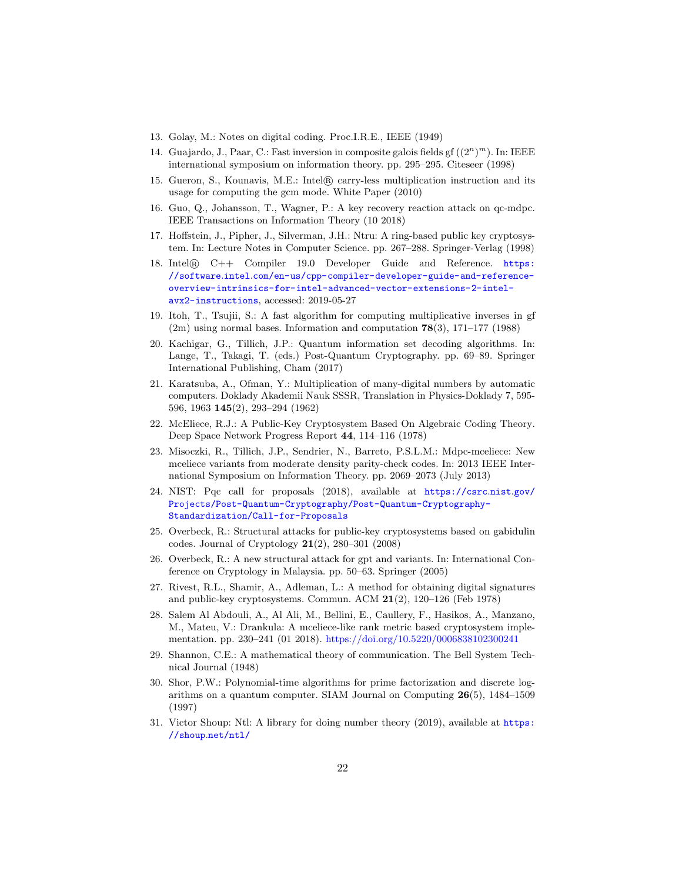13. Golay, M.: Notes on digital coding. Proc.I.R.E., IEEE (1949)
14. Guajardo, J., Paar, C.: Fast inversion in composite galois fields gf $((2^n)^m)$. In: IEEE international symposium on information theory. pp. 295–295. Citeseer (1998)
15. Gueron, S., Kounavis, M.E.: Intel® carry-less multiplication instruction and its usage for computing the gcm mode. White Paper (2010)
16. Guo, Q., Johansson, T., Wagner, P.: A key recovery reaction attack on qc-mdpc. IEEE Transactions on Information Theory (10 2018)
17. Hoffstein, J., Pipher, J., Silverman, J.H.: Ntru: A ring-based public key cryptosystem. In: Lecture Notes in Computer Science. pp. 267–288. Springer-Verlag (1998)
18. Intel® C++ Compiler 19.0 Developer Guide and Reference. https://software.intel.com/en-us/cpp-compiler-developer-guide-and-reference-overview-intrinsics-for-intel-advanced-vector-extensions-2-intel-avx2-instructions, accessed: 2019-05-27
19. Itoh, T., Tsujii, S.: A fast algorithm for computing multiplicative inverses in gf (2m) using normal bases. Information and computation **78**(3), 171–177 (1988)
20. Kachigar, G., Tillich, J.P.: Quantum information set decoding algorithms. In: Lange, T., Takagi, T. (eds.) Post-Quantum Cryptography. pp. 69–89. Springer International Publishing, Cham (2017)
21. Karatsuba, A., Ofman, Y.: Multiplication of many-digital numbers by automatic computers. Doklady Akademii Nauk SSSR, Translation in Physics-Doklady 7, 595-596, 1963 **145**(2), 293–294 (1962)
22. McEliece, R.J.: A Public-Key Cryptosystem Based On Algebraic Coding Theory. Deep Space Network Progress Report **44**, 114–116 (1978)
23. Misoczki, R., Tillich, J.P., Sendrier, N., Barreto, P.S.L.M.: Mdpc-mceliece: New mceliece variants from moderate density parity-check codes. In: 2013 IEEE International Symposium on Information Theory. pp. 2069–2073 (July 2013)
24. NIST: Pqc call for proposals (2018), available at https://csrc.nist.gov/Projects/Post-Quantum-Cryptography/Post-Quantum-Cryptography-Standardization/Call-for-Proposals
25. Overbeck, R.: Structural attacks for public-key cryptosystems based on gabidulin codes. Journal of Cryptology **21**(2), 280–301 (2008)
26. Overbeck, R.: A new structural attack for gpt and variants. In: International Conference on Cryptology in Malaysia. pp. 50–63. Springer (2005)
27. Rivest, R.L., Shamir, A., Adleman, L.: A method for obtaining digital signatures and public-key cryptosystems. Commun. ACM **21**(2), 120–126 (Feb 1978)
28. Salem Al Abdouli, A., Al Ali, M., Bellini, E., Caullery, F., Hasikos, A., Manzano, M., Mateu, V.: Drankula: A mceliece-like rank metric based cryptosystem implementation. pp. 230–241 (01 2018). https://doi.org/10.5220/0006838102300241
29. Shannon, C.E.: A mathematical theory of communication. The Bell System Technical Journal (1948)
30. Shor, P.W.: Polynomial-time algorithms for prime factorization and discrete logarithms on a quantum computer. SIAM Journal on Computing **26**(5), 1484–1509 (1997)
31. Victor Shoup: Ntl: A library for doing number theory (2019), available at https://shoup.net/ntl/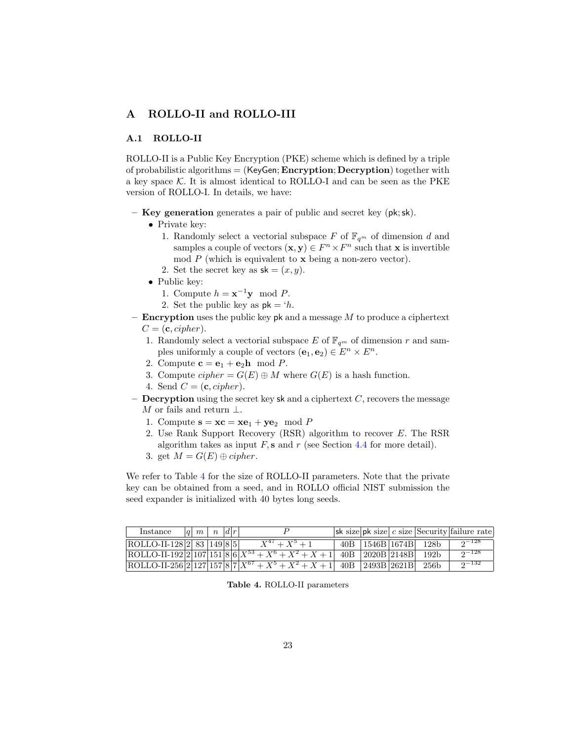# A ROLLO-II and ROLLO-III

## A.1 ROLLO-II

ROLLO-II is a Public Key Encryption (PKE) scheme which is defined by a triple of probabilistic algorithms = (KeyGen; **Encryption**; **Decryption**) together with a key space $\mathcal{K}$. It is almost identical to ROLLO-I and can be seen as the PKE version of ROLLO-I. In details, we have:

- **Key generation** generates a pair of public and secret key (pk; sk).
  - Private key:
    1. Randomly select a vectorial subspace $F$ of $\mathbb{F}_{q^m}$ of dimension $d$ and samples a couple of vectors $(\mathbf{x}, \mathbf{y}) \in F^n \times F^n$ such that $\mathbf{x}$ is invertible mod $P$ (which is equivalent to $\mathbf{x}$ being a non-zero vector).
    2. Set the secret key as $\mathsf{sk} = (x, y)$.
  - Public key:
    1. Compute $h = \mathbf{x}^{-1}\mathbf{y} \mod P$.
    2. Set the public key as $\mathsf{pk} = {}^{\backprime}h$.
- **Encryption** uses the public key pk and a message $M$ to produce a ciphertext $C = (\mathbf{c}, cipher)$.
  1. Randomly select a vectorial subspace $E$ of $\mathbb{F}_{q^m}$ of dimension $r$ and samples uniformly a couple of vectors $(\mathbf{e}_1, \mathbf{e}_2) \in E^n \times E^n$.
  2. Compute $\mathbf{c} = \mathbf{e}_1 + \mathbf{e}_2\mathbf{h} \mod P$.
  3. Compute $cipher = G(E) \oplus M$ where $G(E)$ is a hash function.
  4. Send $C = (\mathbf{c}, cipher)$.
- **Decryption** using the secret key sk and a ciphertext $C$, recovers the message $M$ or fails and return $\perp$.
  1. Compute $\mathbf{s} = \mathbf{x}\mathbf{c} = \mathbf{x}\mathbf{e}_1 + \mathbf{y}\mathbf{e}_2 \mod P$
  2. Use Rank Support Recovery (RSR) algorithm to recover $E$. The RSR algorithm takes as input $F, \mathbf{s}$ and $r$ (see Section 4.4 for more detail).
  3. get $M = G(E) \oplus cipher$.

We refer to Table 4 for the size of ROLLO-II parameters. Note that the private key can be obtained from a seed, and in ROLLO official NIST submission the seed expander is initialized with 40 bytes long seeds.

| Instance | $q$ | $m$ | $n$ | $d$ | $r$ | $P$ | sk size | pk size | $c$ size | Security | failure rate |
|---|---|---|---|---|---|---|---|---|---|---|---|
| ROLLO-II-128 | 2 | 83 | 149 | 8 | 5 | $X^{47}+X^5+1$ | 40B | 1546B | 1674B | 128b | $2^{-128}$ |
| ROLLO-II-192 | 2 | 107 | 151 | 8 | 6 | $X^{53}+X^6+X^2+X+1$ | 40B | 2020B | 2148B | 192b | $2^{-128}$ |
| ROLLO-II-256 | 2 | 127 | 157 | 8 | 7 | $X^{67}+X^5+X^2+X+1$ | 40B | 2493B | 2621B | 256b | $2^{-132}$ |

**Table 4.** ROLLO-II parameters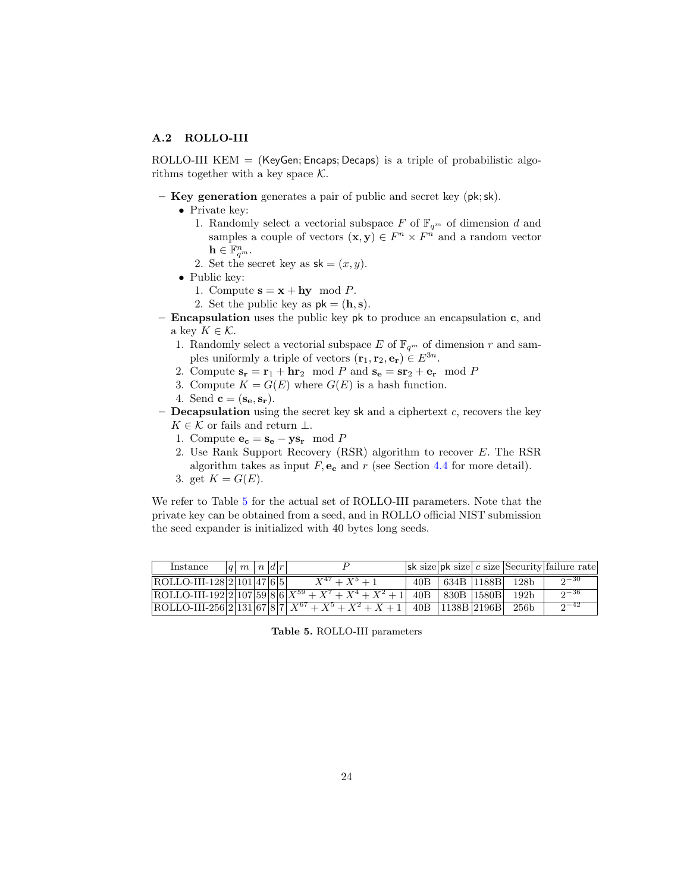### A.2 ROLLO-III

ROLLO-III KEM = (KeyGen; Encaps; Decaps) is a triple of probabilistic algorithms together with a key space $\mathcal{K}$.

- **Key generation** generates a pair of public and secret key (pk; sk).
  - Private key:
    1. Randomly select a vectorial subspace $F$ of $\mathbb{F}_{q^m}$ of dimension $d$ and samples a couple of vectors $(\mathbf{x}, \mathbf{y}) \in F^n \times F^n$ and a random vector $\mathbf{h} \in \mathbb{F}_{q^m}^n$.
    2. Set the secret key as $\mathsf{sk} = (x, y)$.
  - Public key:
    1. Compute $\mathbf{s} = \mathbf{x} + \mathbf{hy} \mod P$.
    2. Set the public key as $\mathsf{pk} = (\mathbf{h}, \mathbf{s})$.
- **Encapsulation** uses the public key pk to produce an encapsulation $\mathbf{c}$, and a key $K \in \mathcal{K}$.
  1. Randomly select a vectorial subspace $E$ of $\mathbb{F}_{q^m}$ of dimension $r$ and samples uniformly a triple of vectors $(\mathbf{r}_1, \mathbf{r}_2, \mathbf{e_r}) \in E^{3n}$.
  2. Compute $\mathbf{s_r} = \mathbf{r}_1 + \mathbf{hr}_2 \mod P$ and $\mathbf{s_e} = \mathbf{sr}_2 + \mathbf{e_r} \mod P$
  3. Compute $K = G(E)$ where $G(E)$ is a hash function.
  4. Send $\mathbf{c} = (\mathbf{s_e}, \mathbf{s_r})$.
- **Decapsulation** using the secret key sk and a ciphertext $c$, recovers the key $K \in \mathcal{K}$ or fails and return $\perp$.
  1. Compute $\mathbf{e_c} = \mathbf{s_e} - \mathbf{ys_r} \mod P$
  2. Use Rank Support Recovery (RSR) algorithm to recover $E$. The RSR algorithm takes as input $F, \mathbf{e_c}$ and $r$ (see Section 4.4 for more detail).
  3. get $K = G(E)$.

We refer to Table 5 for the actual set of ROLLO-III parameters. Note that the private key can be obtained from a seed, and in ROLLO official NIST submission the seed expander is initialized with 40 bytes long seeds.

| Instance | $q$ | $m$ | $n$ | $d$ | $r$ | $P$ | sk size | pk size | $c$ size | Security | failure rate |
|---|---|---|---|---|---|---|---|---|---|---|---|
| ROLLO-III-128 | 2 | 101 | 47 | 6 | 5 | $X^{47} + X^5 + 1$ | 40B | 634B | 1188B | 128b | $2^{-30}$ |
| ROLLO-III-192 | 2 | 107 | 59 | 8 | 6 | $X^{59} + X^7 + X^4 + X^2 + 1$ | 40B | 830B | 1580B | 192b | $2^{-36}$ |
| ROLLO-III-256 | 2 | 131 | 67 | 8 | 7 | $X^{67} + X^5 + X^2 + X + 1$ | 40B | 1138B | 2196B | 256b | $2^{-42}$ |

**Table 5.** ROLLO-III parameters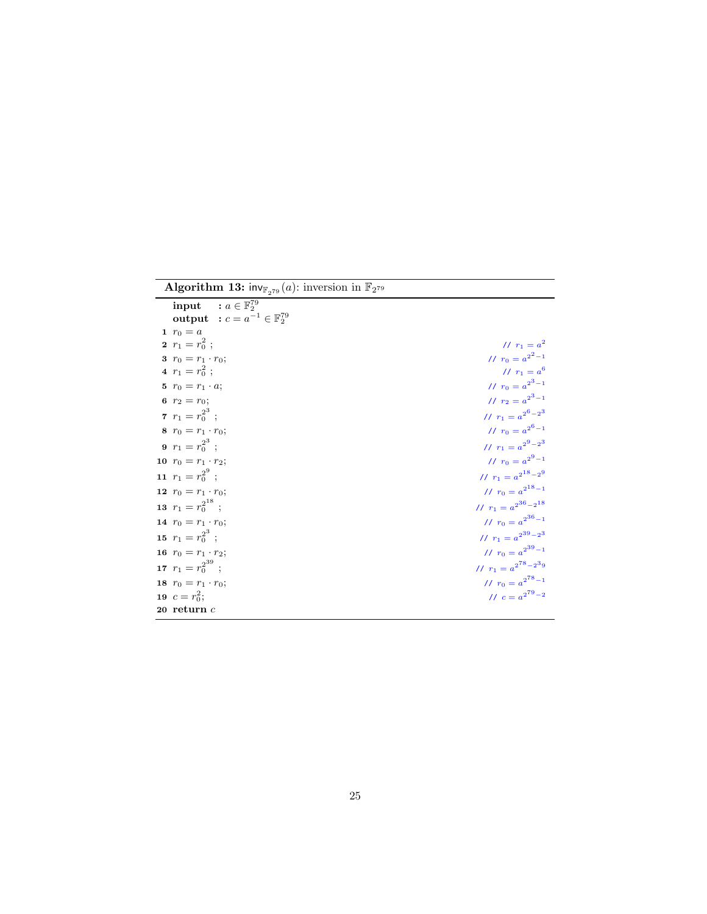**Algorithm 13:** $\mathsf{inv}_{\mathbb{F}_{2^{79}}}(a)$: inversion in $\mathbb{F}_{2^{79}}$

**input** : $a \in \mathbb{F}_2^{79}$
**output** : $c = a^{-1} \in \mathbb{F}_2^{79}$

```
1  r0 = a
2  r1 = r0^2 ;                // r1 = a^2
3  r0 = r1 · r0;              // r0 = a^(2^2 - 1)
4  r1 = r0^2 ;                // r1 = a^6
5  r0 = r1 · a;               // r0 = a^(2^3 - 1)
6  r2 = r0;                   // r2 = a^(2^3 - 1)
7  r1 = r0^(2^3) ;            // r1 = a^(2^6 - 2^3)
8  r0 = r1 · r0;              // r0 = a^(2^6 - 1)
9  r1 = r0^(2^3) ;            // r1 = a^(2^9 - 2^3)
10 r0 = r1 · r2;              // r0 = a^(2^9 - 1)
11 r1 = r0^(2^9) ;            // r1 = a^(2^18 - 2^9)
12 r0 = r1 · r0;              // r0 = a^(2^18 - 1)
13 r1 = r0^(2^18) ;           // r1 = a^(2^36 - 2^18)
14 r0 = r1 · r0;              // r0 = a^(2^36 - 1)
15 r1 = r0^(2^3) ;            // r1 = a^(2^39 - 2^3)
16 r0 = r1 · r2;              // r0 = a^(2^39 - 1)
17 r1 = r0^(2^39) ;           // r1 = a^(2^78 - 2^39)
18 r0 = r1 · r0;              // r0 = a^(2^78 - 1)
19 c = r0^2;                  // c = a^(2^79 - 2)
20 return c
```